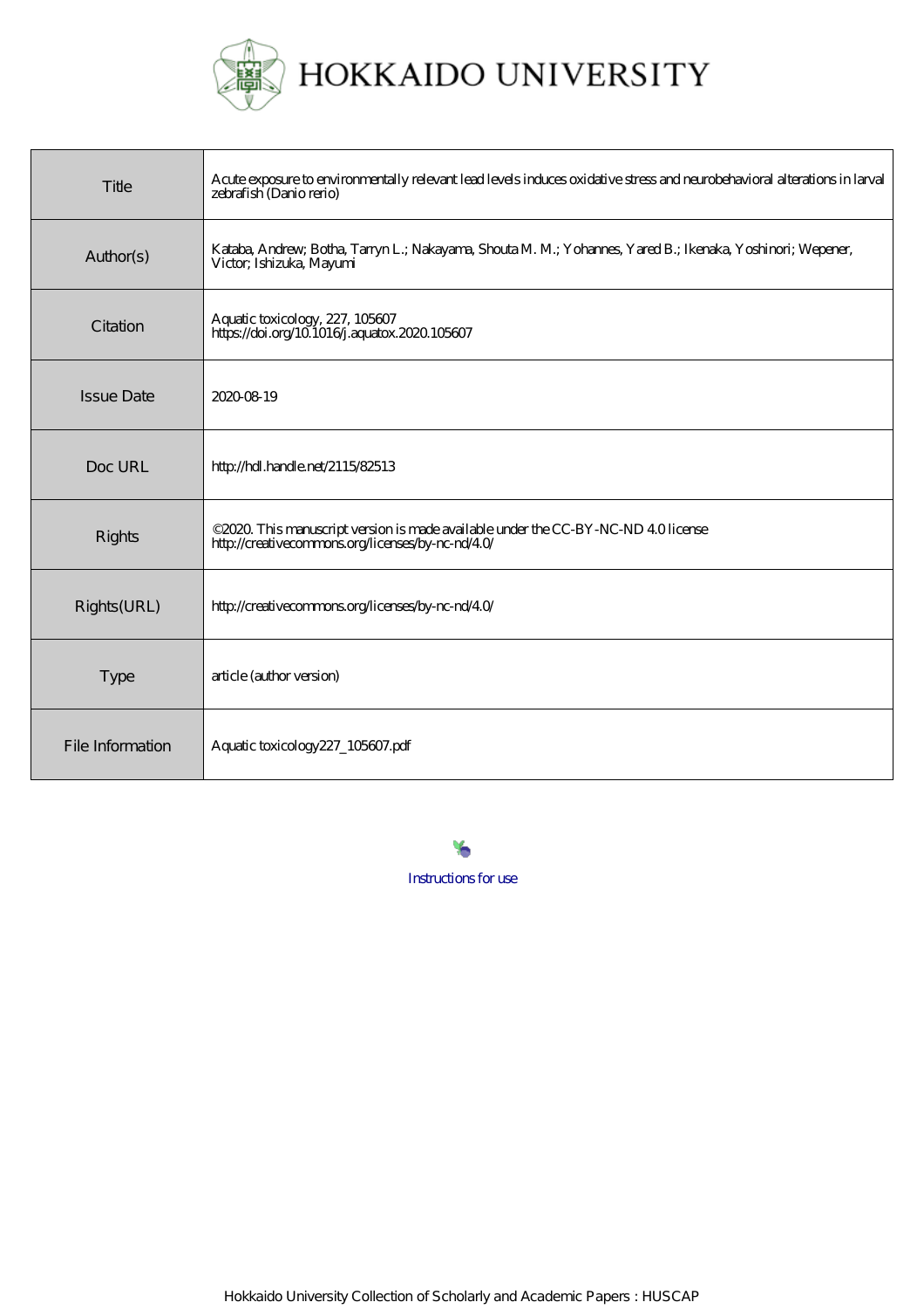# HOKKAIDO UNIVERSITY

| | |
|---|---|
| Title | Acute exposure to environmentally relevant lead levels induces oxidative stress and neurobehavioral alterations in larval zebrafish (Danio rerio) |
| Author(s) | Kataba, Andrew; Botha, Tarryn L.; Nakayama, Shouta M. M.; Yohannes, Yared B.; Ikenaka, Yoshinori; Wepener, Victor; Ishizuka, Mayumi |
| Citation | Aquatic toxicology, 227, 105607<br>https://doi.org/10.1016/j.aquatox.2020.105607 |
| Issue Date | 2020-08-19 |
| Doc URL | http://hdl.handle.net/2115/82513 |
| Rights | ©2020. This manuscript version is made available under the CC-BY-NC-ND 4.0 license http://creativecommons.org/licenses/by-nc-nd/4.0/ |
| Rights(URL) | http://creativecommons.org/licenses/by-nc-nd/4.0/ |
| Type | article (author version) |
| File Information | Aquatic toxicology227_105607.pdf |

Instructions for use

Hokkaido University Collection of Scholarly and Academic Papers : HUSCAP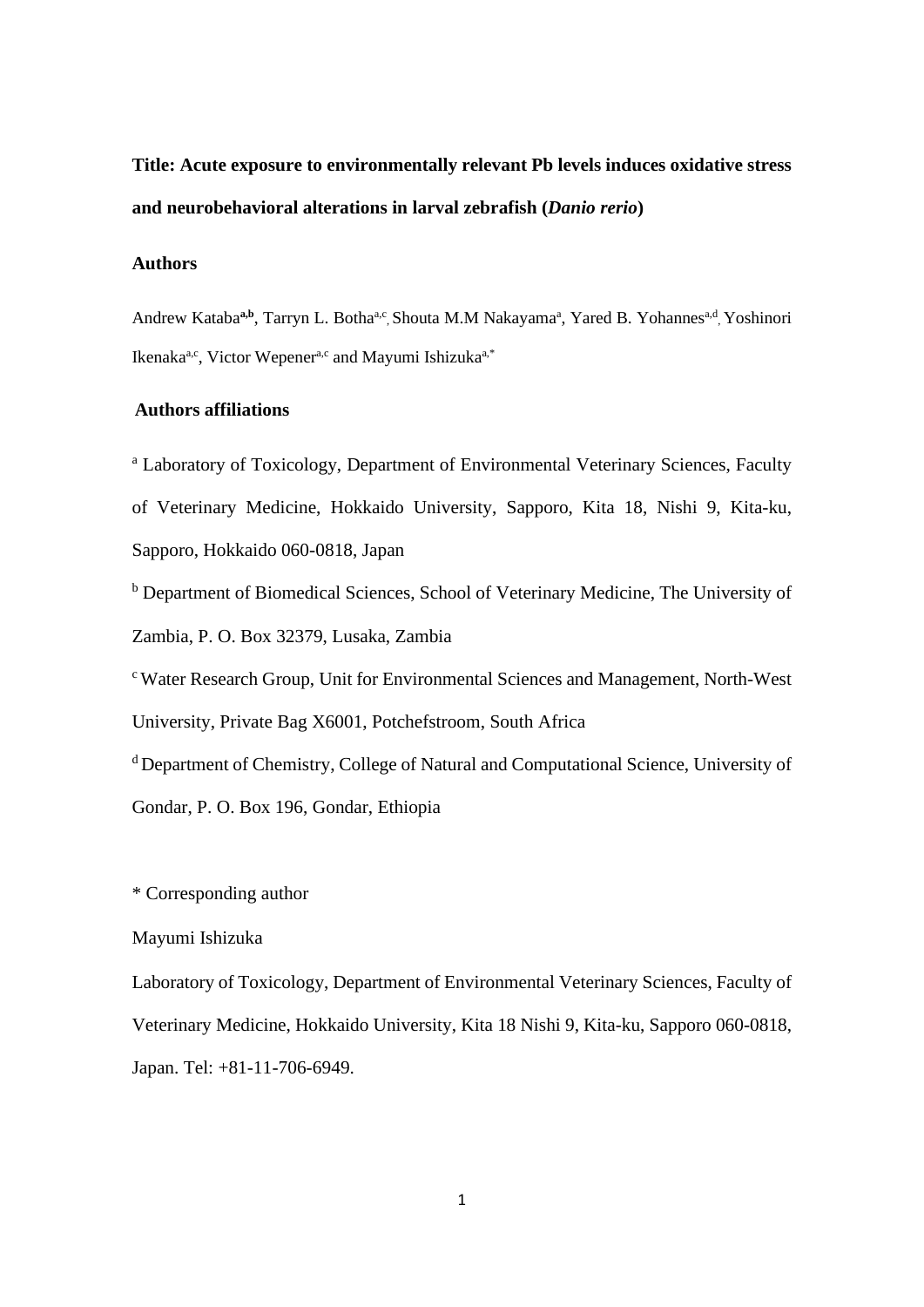**Title: Acute exposure to environmentally relevant Pb levels induces oxidative stress and neurobehavioral alterations in larval zebrafish (*Danio rerio*)**

**Authors**

Andrew Kataba[a,b], Tarryn L. Botha[a,c], Shouta M.M Nakayama[a], Yared B. Yohannes[a,d], Yoshinori Ikenaka[a,c], Victor Wepener[a,c] and Mayumi Ishizuka[a,*]

**Authors affiliations**

[a] Laboratory of Toxicology, Department of Environmental Veterinary Sciences, Faculty of Veterinary Medicine, Hokkaido University, Sapporo, Kita 18, Nishi 9, Kita-ku, Sapporo, Hokkaido 060-0818, Japan

[b] Department of Biomedical Sciences, School of Veterinary Medicine, The University of Zambia, P. O. Box 32379, Lusaka, Zambia

[c] Water Research Group, Unit for Environmental Sciences and Management, North-West University, Private Bag X6001, Potchefstroom, South Africa

[d] Department of Chemistry, College of Natural and Computational Science, University of Gondar, P. O. Box 196, Gondar, Ethiopia

* Corresponding author

Mayumi Ishizuka

Laboratory of Toxicology, Department of Environmental Veterinary Sciences, Faculty of Veterinary Medicine, Hokkaido University, Kita 18 Nishi 9, Kita-ku, Sapporo 060-0818, Japan. Tel: +81-11-706-6949.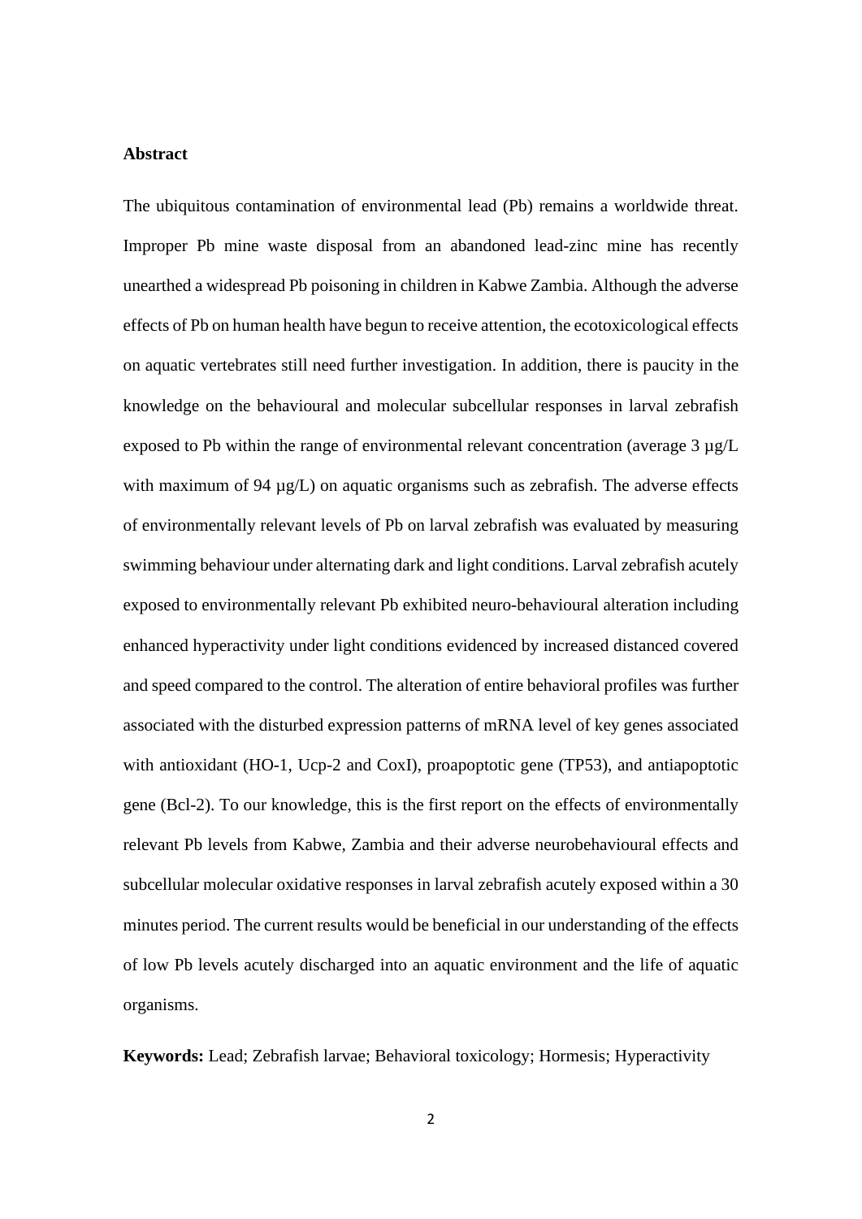## Abstract

The ubiquitous contamination of environmental lead (Pb) remains a worldwide threat. Improper Pb mine waste disposal from an abandoned lead-zinc mine has recently unearthed a widespread Pb poisoning in children in Kabwe Zambia. Although the adverse effects of Pb on human health have begun to receive attention, the ecotoxicological effects on aquatic vertebrates still need further investigation. In addition, there is paucity in the knowledge on the behavioural and molecular subcellular responses in larval zebrafish exposed to Pb within the range of environmental relevant concentration (average 3 µg/L with maximum of 94 µg/L) on aquatic organisms such as zebrafish. The adverse effects of environmentally relevant levels of Pb on larval zebrafish was evaluated by measuring swimming behaviour under alternating dark and light conditions. Larval zebrafish acutely exposed to environmentally relevant Pb exhibited neuro-behavioural alteration including enhanced hyperactivity under light conditions evidenced by increased distanced covered and speed compared to the control. The alteration of entire behavioral profiles was further associated with the disturbed expression patterns of mRNA level of key genes associated with antioxidant (HO-1, Ucp-2 and CoxI), proapoptotic gene (TP53), and antiapoptotic gene (Bcl-2). To our knowledge, this is the first report on the effects of environmentally relevant Pb levels from Kabwe, Zambia and their adverse neurobehavioural effects and subcellular molecular oxidative responses in larval zebrafish acutely exposed within a 30 minutes period. The current results would be beneficial in our understanding of the effects of low Pb levels acutely discharged into an aquatic environment and the life of aquatic organisms.

**Keywords:** Lead; Zebrafish larvae; Behavioral toxicology; Hormesis; Hyperactivity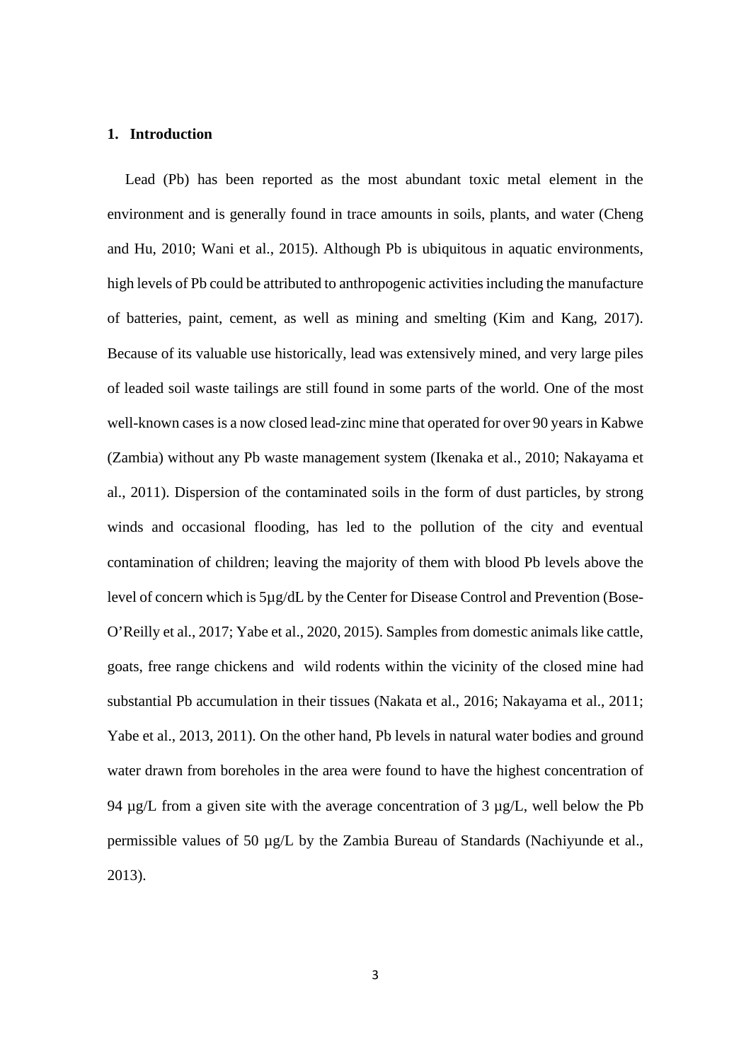## 1. Introduction

Lead (Pb) has been reported as the most abundant toxic metal element in the environment and is generally found in trace amounts in soils, plants, and water (Cheng and Hu, 2010; Wani et al., 2015). Although Pb is ubiquitous in aquatic environments, high levels of Pb could be attributed to anthropogenic activities including the manufacture of batteries, paint, cement, as well as mining and smelting (Kim and Kang, 2017). Because of its valuable use historically, lead was extensively mined, and very large piles of leaded soil waste tailings are still found in some parts of the world. One of the most well-known cases is a now closed lead-zinc mine that operated for over 90 years in Kabwe (Zambia) without any Pb waste management system (Ikenaka et al., 2010; Nakayama et al., 2011). Dispersion of the contaminated soils in the form of dust particles, by strong winds and occasional flooding, has led to the pollution of the city and eventual contamination of children; leaving the majority of them with blood Pb levels above the level of concern which is 5µg/dL by the Center for Disease Control and Prevention (Bose-O'Reilly et al., 2017; Yabe et al., 2020, 2015). Samples from domestic animals like cattle, goats, free range chickens and wild rodents within the vicinity of the closed mine had substantial Pb accumulation in their tissues (Nakata et al., 2016; Nakayama et al., 2011; Yabe et al., 2013, 2011). On the other hand, Pb levels in natural water bodies and ground water drawn from boreholes in the area were found to have the highest concentration of 94 µg/L from a given site with the average concentration of 3 µg/L, well below the Pb permissible values of 50 µg/L by the Zambia Bureau of Standards (Nachiyunde et al., 2013).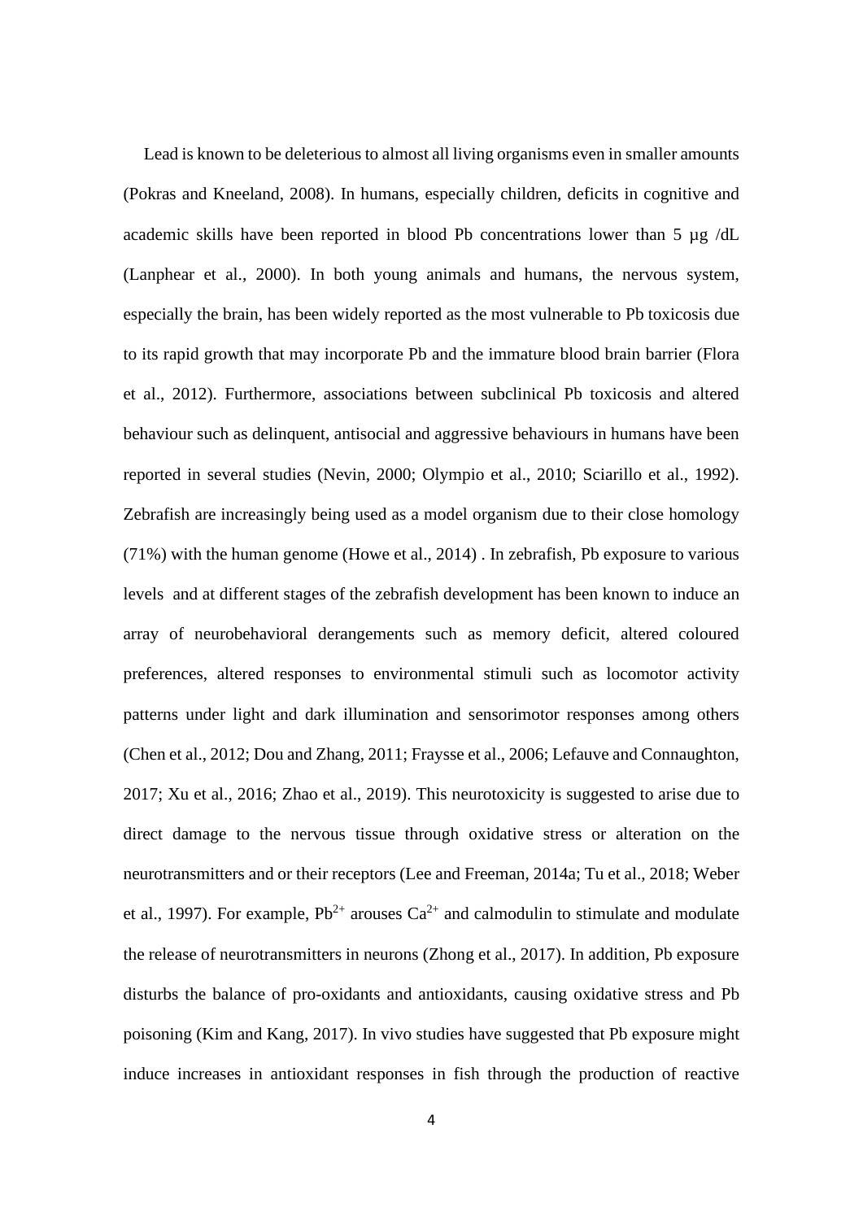Lead is known to be deleterious to almost all living organisms even in smaller amounts (Pokras and Kneeland, 2008). In humans, especially children, deficits in cognitive and academic skills have been reported in blood Pb concentrations lower than 5 µg /dL (Lanphear et al., 2000). In both young animals and humans, the nervous system, especially the brain, has been widely reported as the most vulnerable to Pb toxicosis due to its rapid growth that may incorporate Pb and the immature blood brain barrier (Flora et al., 2012). Furthermore, associations between subclinical Pb toxicosis and altered behaviour such as delinquent, antisocial and aggressive behaviours in humans have been reported in several studies (Nevin, 2000; Olympio et al., 2010; Sciarillo et al., 1992). Zebrafish are increasingly being used as a model organism due to their close homology (71%) with the human genome (Howe et al., 2014) . In zebrafish, Pb exposure to various levels and at different stages of the zebrafish development has been known to induce an array of neurobehavioral derangements such as memory deficit, altered coloured preferences, altered responses to environmental stimuli such as locomotor activity patterns under light and dark illumination and sensorimotor responses among others (Chen et al., 2012; Dou and Zhang, 2011; Fraysse et al., 2006; Lefauve and Connaughton, 2017; Xu et al., 2016; Zhao et al., 2019). This neurotoxicity is suggested to arise due to direct damage to the nervous tissue through oxidative stress or alteration on the neurotransmitters and or their receptors (Lee and Freeman, 2014a; Tu et al., 2018; Weber et al., 1997). For example, $Pb^{2+}$ arouses $Ca^{2+}$ and calmodulin to stimulate and modulate the release of neurotransmitters in neurons (Zhong et al., 2017). In addition, Pb exposure disturbs the balance of pro-oxidants and antioxidants, causing oxidative stress and Pb poisoning (Kim and Kang, 2017). In vivo studies have suggested that Pb exposure might induce increases in antioxidant responses in fish through the production of reactive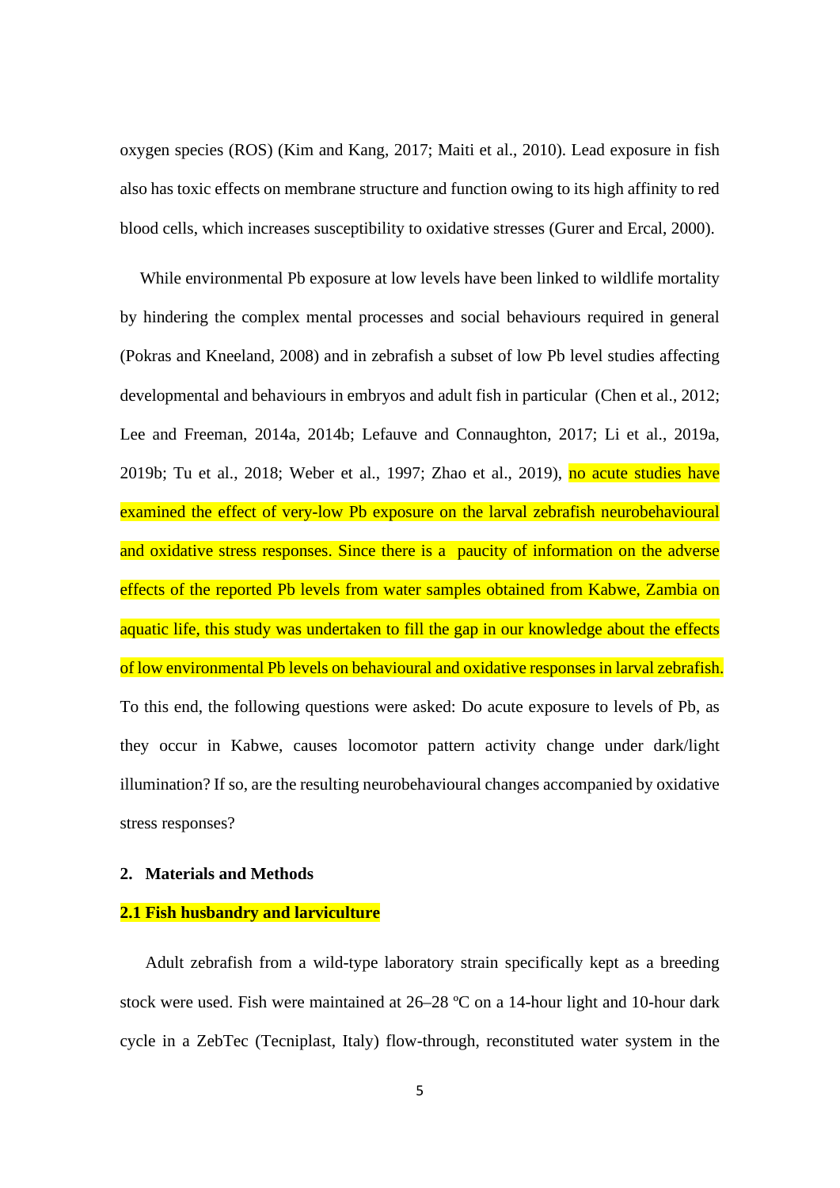oxygen species (ROS) (Kim and Kang, 2017; Maiti et al., 2010). Lead exposure in fish also has toxic effects on membrane structure and function owing to its high affinity to red blood cells, which increases susceptibility to oxidative stresses (Gurer and Ercal, 2000).

While environmental Pb exposure at low levels have been linked to wildlife mortality by hindering the complex mental processes and social behaviours required in general (Pokras and Kneeland, 2008) and in zebrafish a subset of low Pb level studies affecting developmental and behaviours in embryos and adult fish in particular (Chen et al., 2012; Lee and Freeman, 2014a, 2014b; Lefauve and Connaughton, 2017; Li et al., 2019a, 2019b; Tu et al., 2018; Weber et al., 1997; Zhao et al., 2019), no acute studies have examined the effect of very-low Pb exposure on the larval zebrafish neurobehavioural and oxidative stress responses. Since there is a paucity of information on the adverse effects of the reported Pb levels from water samples obtained from Kabwe, Zambia on aquatic life, this study was undertaken to fill the gap in our knowledge about the effects of low environmental Pb levels on behavioural and oxidative responses in larval zebrafish. To this end, the following questions were asked: Do acute exposure to levels of Pb, as they occur in Kabwe, causes locomotor pattern activity change under dark/light illumination? If so, are the resulting neurobehavioural changes accompanied by oxidative stress responses?

## 2. Materials and Methods

### 2.1 Fish husbandry and larviculture

Adult zebrafish from a wild-type laboratory strain specifically kept as a breeding stock were used. Fish were maintained at 26–28 ºC on a 14-hour light and 10-hour dark cycle in a ZebTec (Tecniplast, Italy) flow-through, reconstituted water system in the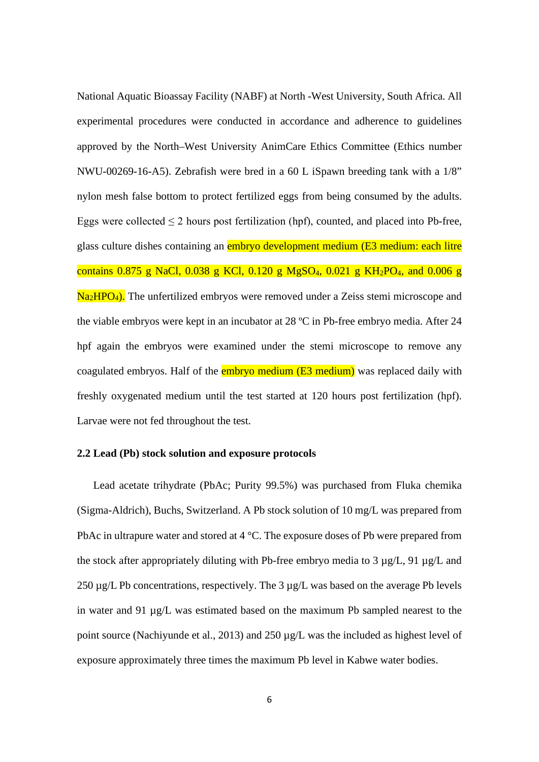National Aquatic Bioassay Facility (NABF) at North -West University, South Africa. All experimental procedures were conducted in accordance and adherence to guidelines approved by the North–West University AnimCare Ethics Committee (Ethics number NWU-00269-16-A5). Zebrafish were bred in a 60 L iSpawn breeding tank with a 1/8" nylon mesh false bottom to protect fertilized eggs from being consumed by the adults. Eggs were collected ≤ 2 hours post fertilization (hpf), counted, and placed into Pb-free, glass culture dishes containing an embryo development medium (E3 medium: each litre contains 0.875 g NaCl, 0.038 g KCl, 0.120 g $MgSO_4$, 0.021 g $KH_2PO_4$, and 0.006 g $Na_2HPO_4$). The unfertilized embryos were removed under a Zeiss stemi microscope and the viable embryos were kept in an incubator at 28 ºC in Pb-free embryo media. After 24 hpf again the embryos were examined under the stemi microscope to remove any coagulated embryos. Half of the embryo medium (E3 medium) was replaced daily with freshly oxygenated medium until the test started at 120 hours post fertilization (hpf). Larvae were not fed throughout the test.

### 2.2 Lead (Pb) stock solution and exposure protocols

Lead acetate trihydrate (PbAc; Purity 99.5%) was purchased from Fluka chemika (Sigma-Aldrich), Buchs, Switzerland. A Pb stock solution of 10 mg/L was prepared from PbAc in ultrapure water and stored at 4 °C. The exposure doses of Pb were prepared from the stock after appropriately diluting with Pb-free embryo media to 3 µg/L, 91 µg/L and 250 µg/L Pb concentrations, respectively. The 3 µg/L was based on the average Pb levels in water and 91 µg/L was estimated based on the maximum Pb sampled nearest to the point source (Nachiyunde et al., 2013) and 250 µg/L was the included as highest level of exposure approximately three times the maximum Pb level in Kabwe water bodies.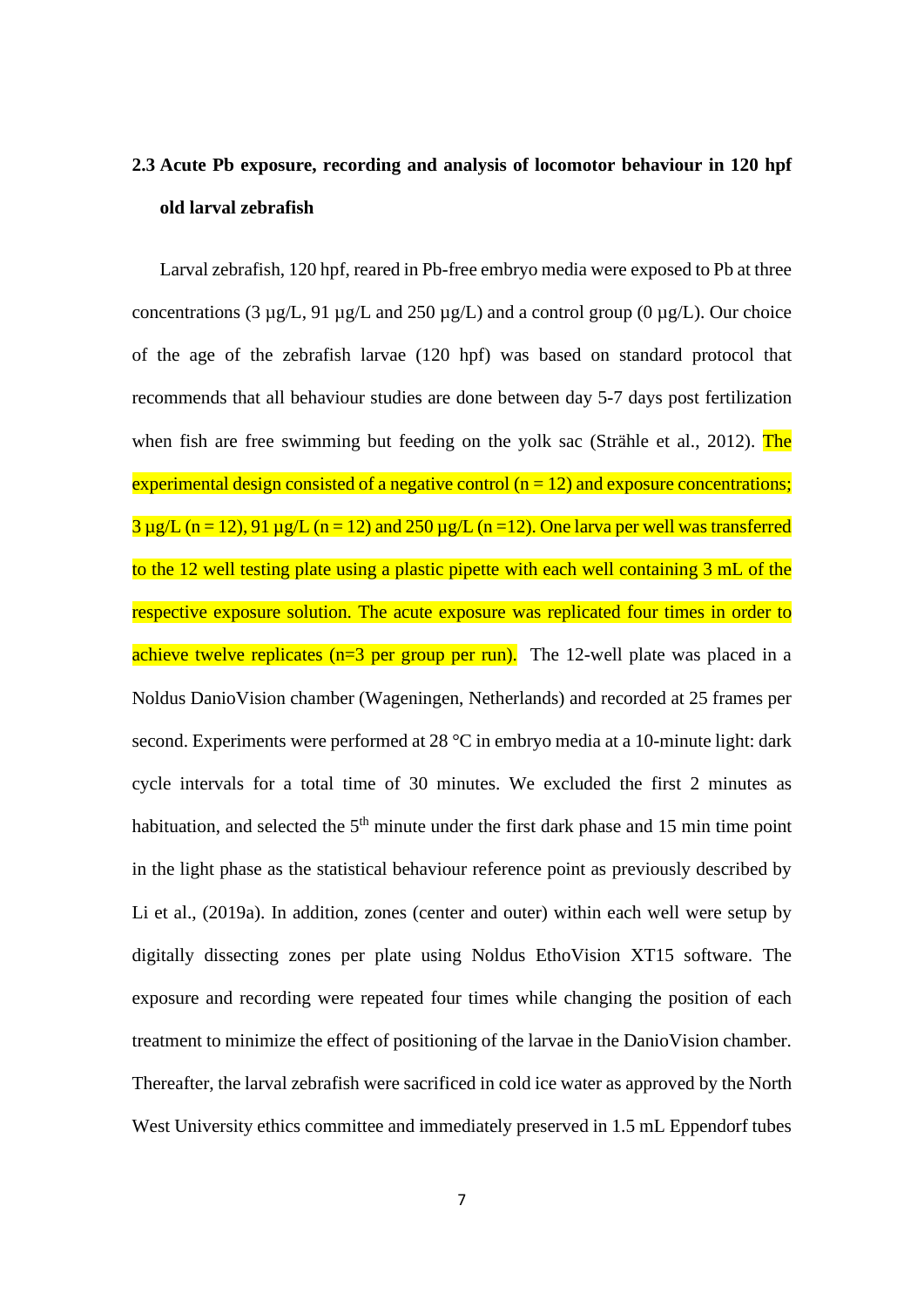## 2.3 Acute Pb exposure, recording and analysis of locomotor behaviour in 120 hpf old larval zebrafish

Larval zebrafish, 120 hpf, reared in Pb-free embryo media were exposed to Pb at three concentrations (3 µg/L, 91 µg/L and 250 µg/L) and a control group (0 µg/L). Our choice of the age of the zebrafish larvae (120 hpf) was based on standard protocol that recommends that all behaviour studies are done between day 5-7 days post fertilization when fish are free swimming but feeding on the yolk sac (Strähle et al., 2012). The experimental design consisted of a negative control (n = 12) and exposure concentrations; 3 µg/L (n = 12), 91 µg/L (n = 12) and 250 µg/L (n =12). One larva per well was transferred to the 12 well testing plate using a plastic pipette with each well containing 3 mL of the respective exposure solution. The acute exposure was replicated four times in order to achieve twelve replicates (n=3 per group per run). The 12-well plate was placed in a Noldus DanioVision chamber (Wageningen, Netherlands) and recorded at 25 frames per second. Experiments were performed at 28 °C in embryo media at a 10-minute light: dark cycle intervals for a total time of 30 minutes. We excluded the first 2 minutes as habituation, and selected the 5$^{th}$ minute under the first dark phase and 15 min time point in the light phase as the statistical behaviour reference point as previously described by Li et al., (2019a). In addition, zones (center and outer) within each well were setup by digitally dissecting zones per plate using Noldus EthoVision XT15 software. The exposure and recording were repeated four times while changing the position of each treatment to minimize the effect of positioning of the larvae in the DanioVision chamber. Thereafter, the larval zebrafish were sacrificed in cold ice water as approved by the North West University ethics committee and immediately preserved in 1.5 mL Eppendorf tubes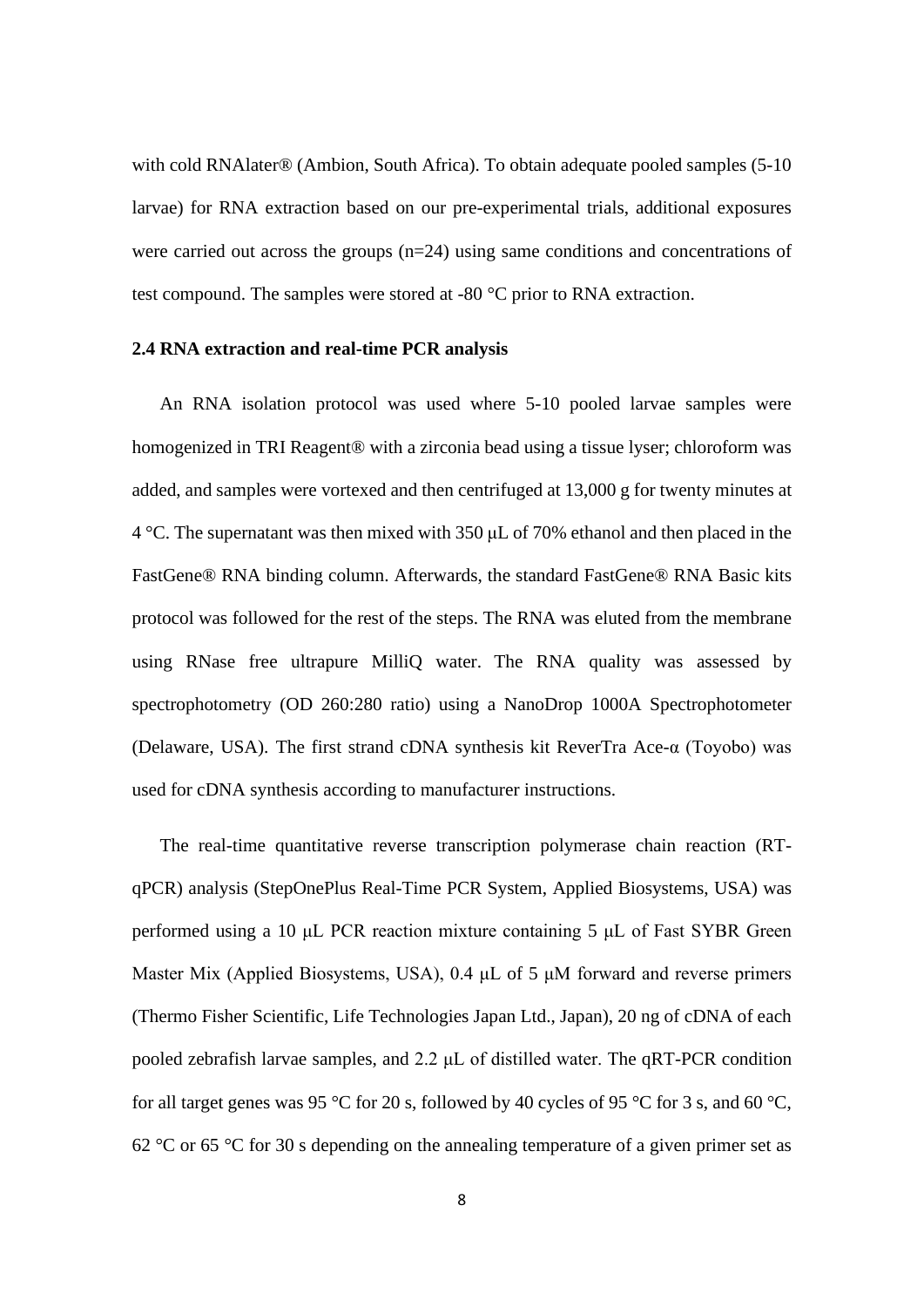with cold RNAlater® (Ambion, South Africa). To obtain adequate pooled samples (5-10 larvae) for RNA extraction based on our pre-experimental trials, additional exposures were carried out across the groups (n=24) using same conditions and concentrations of test compound. The samples were stored at -80 °C prior to RNA extraction.

### 2.4 RNA extraction and real-time PCR analysis

An RNA isolation protocol was used where 5-10 pooled larvae samples were homogenized in TRI Reagent® with a zirconia bead using a tissue lyser; chloroform was added, and samples were vortexed and then centrifuged at 13,000 g for twenty minutes at 4 °C. The supernatant was then mixed with 350 μL of 70% ethanol and then placed in the FastGene® RNA binding column. Afterwards, the standard FastGene® RNA Basic kits protocol was followed for the rest of the steps. The RNA was eluted from the membrane using RNase free ultrapure MilliQ water. The RNA quality was assessed by spectrophotometry (OD 260:280 ratio) using a NanoDrop 1000A Spectrophotometer (Delaware, USA). The first strand cDNA synthesis kit ReverTra Ace-α (Toyobo) was used for cDNA synthesis according to manufacturer instructions.

The real-time quantitative reverse transcription polymerase chain reaction (RT-qPCR) analysis (StepOnePlus Real-Time PCR System, Applied Biosystems, USA) was performed using a 10 μL PCR reaction mixture containing 5 μL of Fast SYBR Green Master Mix (Applied Biosystems, USA), 0.4 μL of 5 μM forward and reverse primers (Thermo Fisher Scientific, Life Technologies Japan Ltd., Japan), 20 ng of cDNA of each pooled zebrafish larvae samples, and 2.2 μL of distilled water. The qRT-PCR condition for all target genes was 95 °C for 20 s, followed by 40 cycles of 95 °C for 3 s, and 60 °C, 62 °C or 65 °C for 30 s depending on the annealing temperature of a given primer set as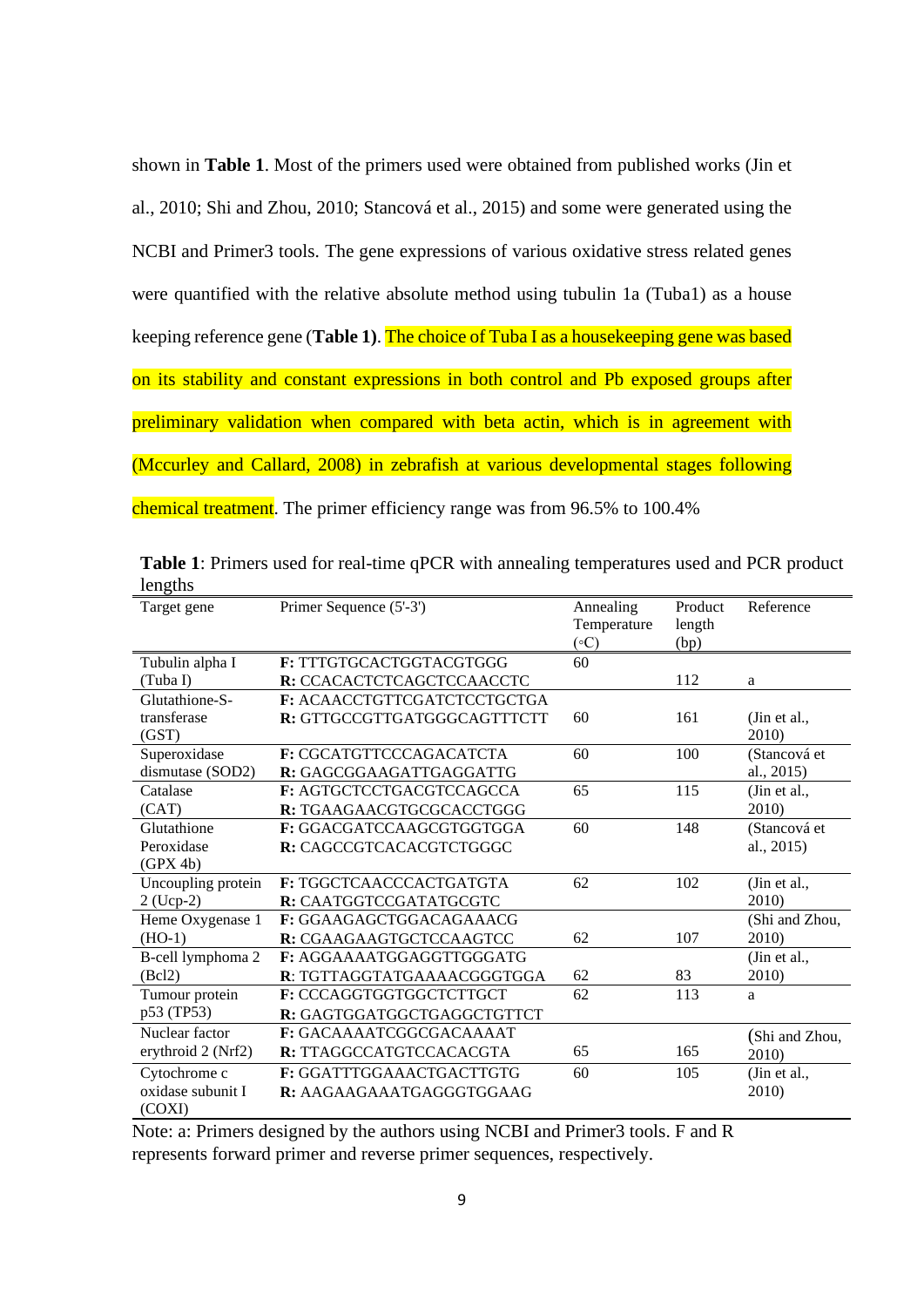shown in **Table 1**. Most of the primers used were obtained from published works (Jin et al., 2010; Shi and Zhou, 2010; Stancová et al., 2015) and some were generated using the NCBI and Primer3 tools. The gene expressions of various oxidative stress related genes were quantified with the relative absolute method using tubulin 1a (Tuba1) as a house keeping reference gene (**Table 1**). The choice of Tuba I as a housekeeping gene was based on its stability and constant expressions in both control and Pb exposed groups after preliminary validation when compared with beta actin, which is in agreement with (Mccurley and Callard, 2008) in zebrafish at various developmental stages following chemical treatment. The primer efficiency range was from 96.5% to 100.4%

**Table 1**: Primers used for real-time qPCR with annealing temperatures used and PCR product lengths

| Target gene | Primer Sequence (5'-3') | Annealing Temperature (◦C) | Product length (bp) | Reference |
|---|---|---|---|---|
| Tubulin alpha I (Tuba I) | **F:** TTTGTGCACTGGTACGTGGG<br>**R:** CCACACTCTCAGCTCCAACCTC | 60 | 112 | a |
| Glutathione-S-transferase (GST) | **F:** ACAACCTGTTCGATCTCCTGCTGA<br>**R:** GTTGCCGTTGATGGGCAGTTTCTT | 60 | 161 | (Jin et al., 2010) |
| Superoxidase dismutase (SOD2) | **F:** CGCATGTTCCCAGACATCTA<br>**R:** GAGCGGAAGATTGAGGATTG | 60 | 100 | (Stancová et al., 2015) |
| Catalase (CAT) | **F:** AGTGCTCCTGACGTCCAGCCA<br>**R:** TGAAGAACGTGCGCACCTGGG | 65 | 115 | (Jin et al., 2010) |
| Glutathione Peroxidase (GPX 4b) | **F:** GGACGATCCAAGCGTGGTGGA<br>**R:** CAGCCGTCACACGTCTGGGC | 60 | 148 | (Stancová et al., 2015) |
| Uncoupling protein 2 (Ucp-2) | **F:** TGGCTCAACCCACTGATGTA<br>**R:** CAATGGTCCGATATGCGTC | 62 | 102 | (Jin et al., 2010) |
| Heme Oxygenase 1 (HO-1) | **F:** GGAAGAGCTGGACAGAAACG<br>**R:** CGAAGAAGTGCTCCAAGTCC | 62 | 107 | (Shi and Zhou, 2010) |
| B-cell lymphoma 2 (Bcl2) | **F:** AGGAAAATGGAGGTTGGGATG<br>**R**: TGTTAGGTATGAAAACGGGTGGA | 62 | 83 | (Jin et al., 2010) |
| Tumour protein p53 (TP53) | **F:** CCCAGGTGGTGGCTCTTGCT<br>**R:** GAGTGGATGGCTGAGGCTGTTCT | 62 | 113 | a |
| Nuclear factor erythroid 2 (Nrf2) | **F:** GACAAAATCGGCGACAAAAT<br>**R:** TTAGGCCATGTCCACACGTA | 65 | 165 | (Shi and Zhou, 2010) |
| Cytochrome c oxidase subunit I (COXI) | **F:** GGATTTGGAAACTGACTTGTG<br>**R:** AAGAAGAAATGAGGGTGGAAG | 60 | 105 | (Jin et al., 2010) |

Note: a: Primers designed by the authors using NCBI and Primer3 tools. F and R represents forward primer and reverse primer sequences, respectively.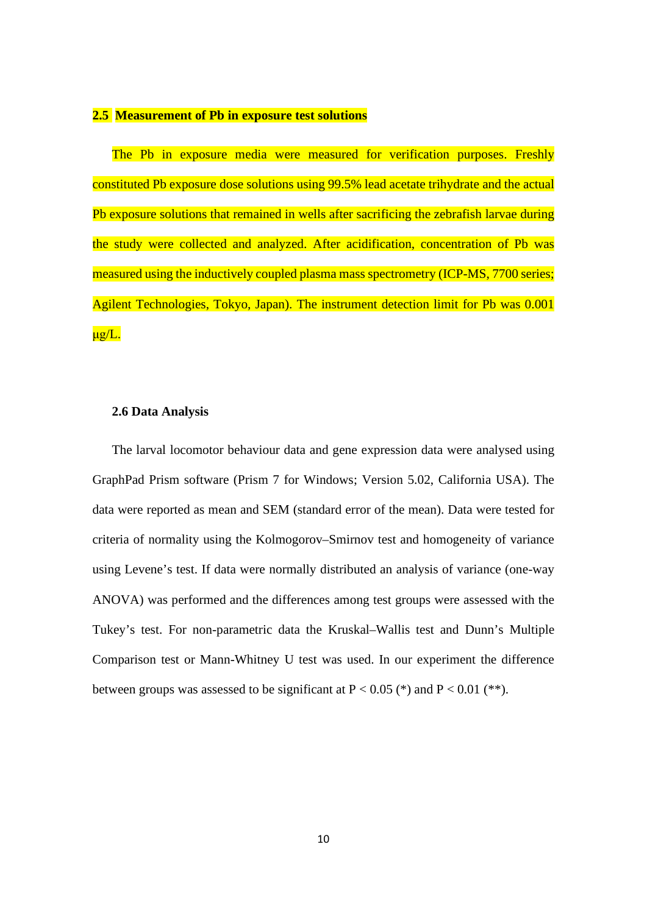### 2.5 Measurement of Pb in exposure test solutions

The Pb in exposure media were measured for verification purposes. Freshly constituted Pb exposure dose solutions using 99.5% lead acetate trihydrate and the actual Pb exposure solutions that remained in wells after sacrificing the zebrafish larvae during the study were collected and analyzed. After acidification, concentration of Pb was measured using the inductively coupled plasma mass spectrometry (ICP-MS, 7700 series; Agilent Technologies, Tokyo, Japan). The instrument detection limit for Pb was 0.001 μg/L.

### 2.6 Data Analysis

The larval locomotor behaviour data and gene expression data were analysed using GraphPad Prism software (Prism 7 for Windows; Version 5.02, California USA). The data were reported as mean and SEM (standard error of the mean). Data were tested for criteria of normality using the Kolmogorov–Smirnov test and homogeneity of variance using Levene's test. If data were normally distributed an analysis of variance (one-way ANOVA) was performed and the differences among test groups were assessed with the Tukey's test. For non-parametric data the Kruskal–Wallis test and Dunn's Multiple Comparison test or Mann-Whitney U test was used. In our experiment the difference between groups was assessed to be significant at $P < 0.05$ (*) and $P < 0.01$ (**).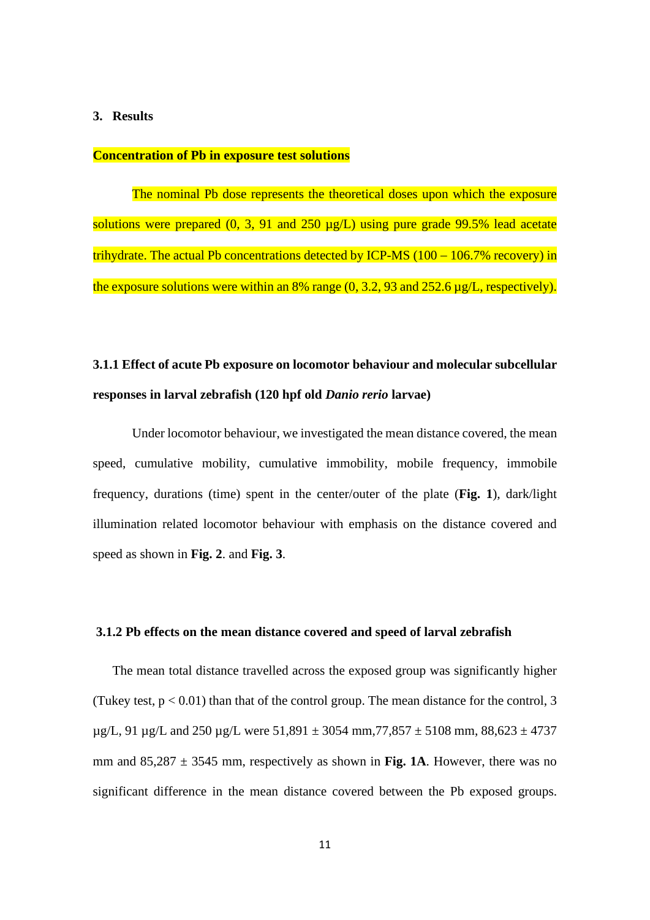## 3. Results

**Concentration of Pb in exposure test solutions**

The nominal Pb dose represents the theoretical doses upon which the exposure solutions were prepared (0, 3, 91 and 250 µg/L) using pure grade 99.5% lead acetate trihydrate. The actual Pb concentrations detected by ICP-MS (100 – 106.7% recovery) in the exposure solutions were within an 8% range (0, 3.2, 93 and 252.6 µg/L, respectively).

### 3.1.1 Effect of acute Pb exposure on locomotor behaviour and molecular subcellular responses in larval zebrafish (120 hpf old *Danio rerio* larvae)

Under locomotor behaviour, we investigated the mean distance covered, the mean speed, cumulative mobility, cumulative immobility, mobile frequency, immobile frequency, durations (time) spent in the center/outer of the plate (**Fig. 1**), dark/light illumination related locomotor behaviour with emphasis on the distance covered and speed as shown in **Fig. 2**. and **Fig. 3**.

### 3.1.2 Pb effects on the mean distance covered and speed of larval zebrafish

The mean total distance travelled across the exposed group was significantly higher (Tukey test, $p < 0.01$) than that of the control group. The mean distance for the control, 3 µg/L, 91 µg/L and 250 µg/L were 51,891 ± 3054 mm,77,857 ± 5108 mm, 88,623 ± 4737 mm and 85,287 ± 3545 mm, respectively as shown in **Fig. 1A**. However, there was no significant difference in the mean distance covered between the Pb exposed groups.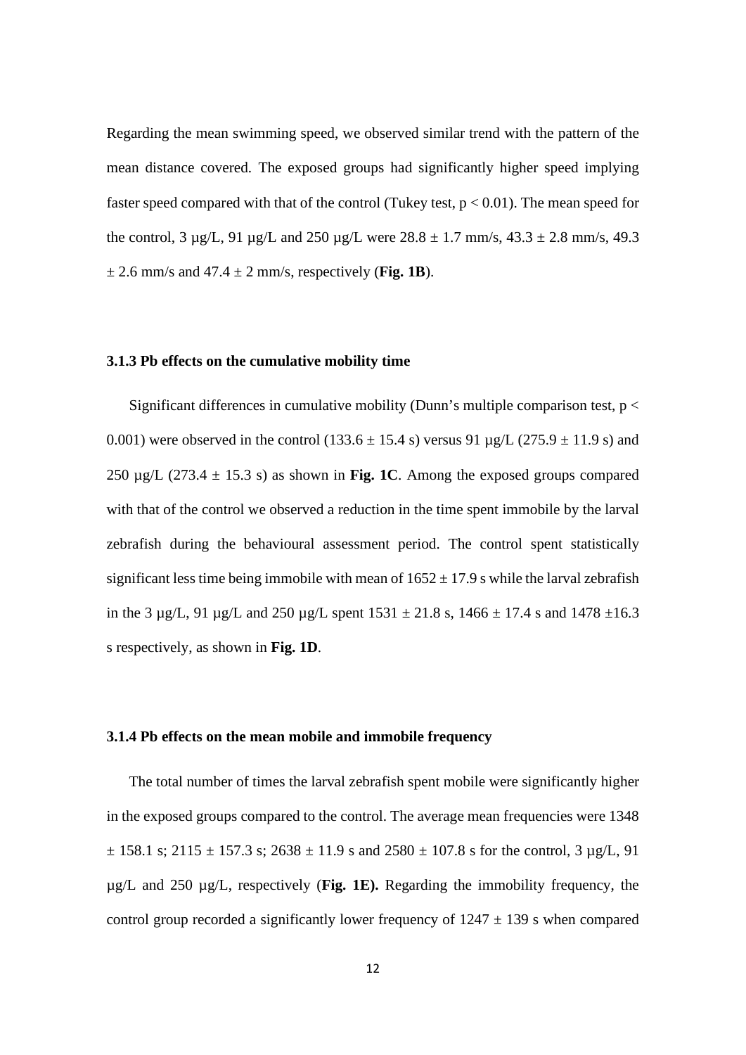Regarding the mean swimming speed, we observed similar trend with the pattern of the mean distance covered. The exposed groups had significantly higher speed implying faster speed compared with that of the control (Tukey test, $p < 0.01$). The mean speed for the control, 3 µg/L, 91 µg/L and 250 µg/L were 28.8 ± 1.7 mm/s, 43.3 ± 2.8 mm/s, 49.3 ± 2.6 mm/s and 47.4 ± 2 mm/s, respectively (**Fig. 1B**).

### 3.1.3 Pb effects on the cumulative mobility time

Significant differences in cumulative mobility (Dunn's multiple comparison test, $p < 0.001$) were observed in the control (133.6 ± 15.4 s) versus 91 µg/L (275.9 ± 11.9 s) and 250 µg/L (273.4 ± 15.3 s) as shown in **Fig. 1C**. Among the exposed groups compared with that of the control we observed a reduction in the time spent immobile by the larval zebrafish during the behavioural assessment period. The control spent statistically significant less time being immobile with mean of 1652 ± 17.9 s while the larval zebrafish in the 3 µg/L, 91 µg/L and 250 µg/L spent 1531 ± 21.8 s, 1466 ± 17.4 s and 1478 ±16.3 s respectively, as shown in **Fig. 1D**.

### 3.1.4 Pb effects on the mean mobile and immobile frequency

The total number of times the larval zebrafish spent mobile were significantly higher in the exposed groups compared to the control. The average mean frequencies were 1348 ± 158.1 s; 2115 ± 157.3 s; 2638 ± 11.9 s and 2580 ± 107.8 s for the control, 3 µg/L, 91 µg/L and 250 µg/L, respectively (**Fig. 1E).** Regarding the immobility frequency, the control group recorded a significantly lower frequency of 1247 ± 139 s when compared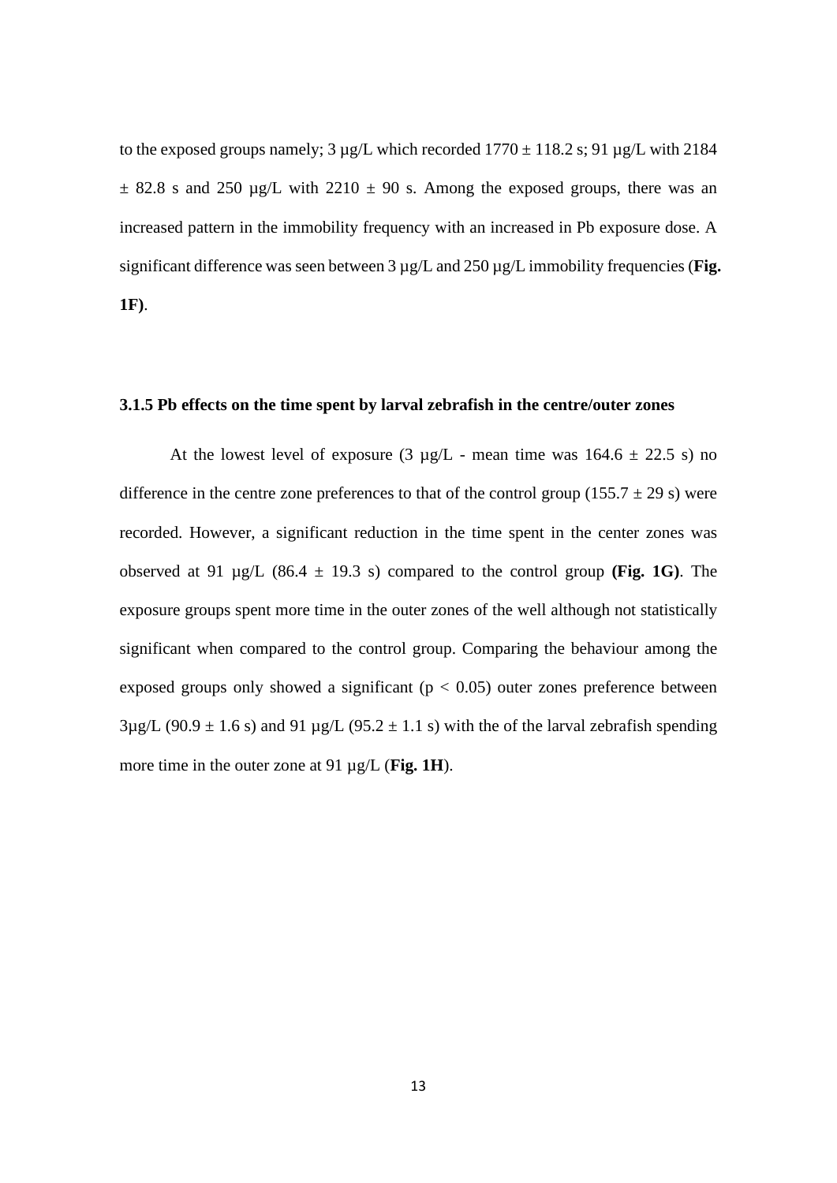to the exposed groups namely; 3 µg/L which recorded 1770 ± 118.2 s; 91 µg/L with 2184 ± 82.8 s and 250 µg/L with 2210 ± 90 s. Among the exposed groups, there was an increased pattern in the immobility frequency with an increased in Pb exposure dose. A significant difference was seen between 3 µg/L and 250 µg/L immobility frequencies (**Fig. 1F**).

### 3.1.5 Pb effects on the time spent by larval zebrafish in the centre/outer zones

At the lowest level of exposure (3 µg/L - mean time was 164.6 ± 22.5 s) no difference in the centre zone preferences to that of the control group (155.7 ± 29 s) were recorded. However, a significant reduction in the time spent in the center zones was observed at 91 µg/L (86.4 ± 19.3 s) compared to the control group **(Fig. 1G)**. The exposure groups spent more time in the outer zones of the well although not statistically significant when compared to the control group. Comparing the behaviour among the exposed groups only showed a significant ($p < 0.05$) outer zones preference between 3µg/L (90.9 ± 1.6 s) and 91 µg/L (95.2 ± 1.1 s) with the of the larval zebrafish spending more time in the outer zone at 91 µg/L (**Fig. 1H**).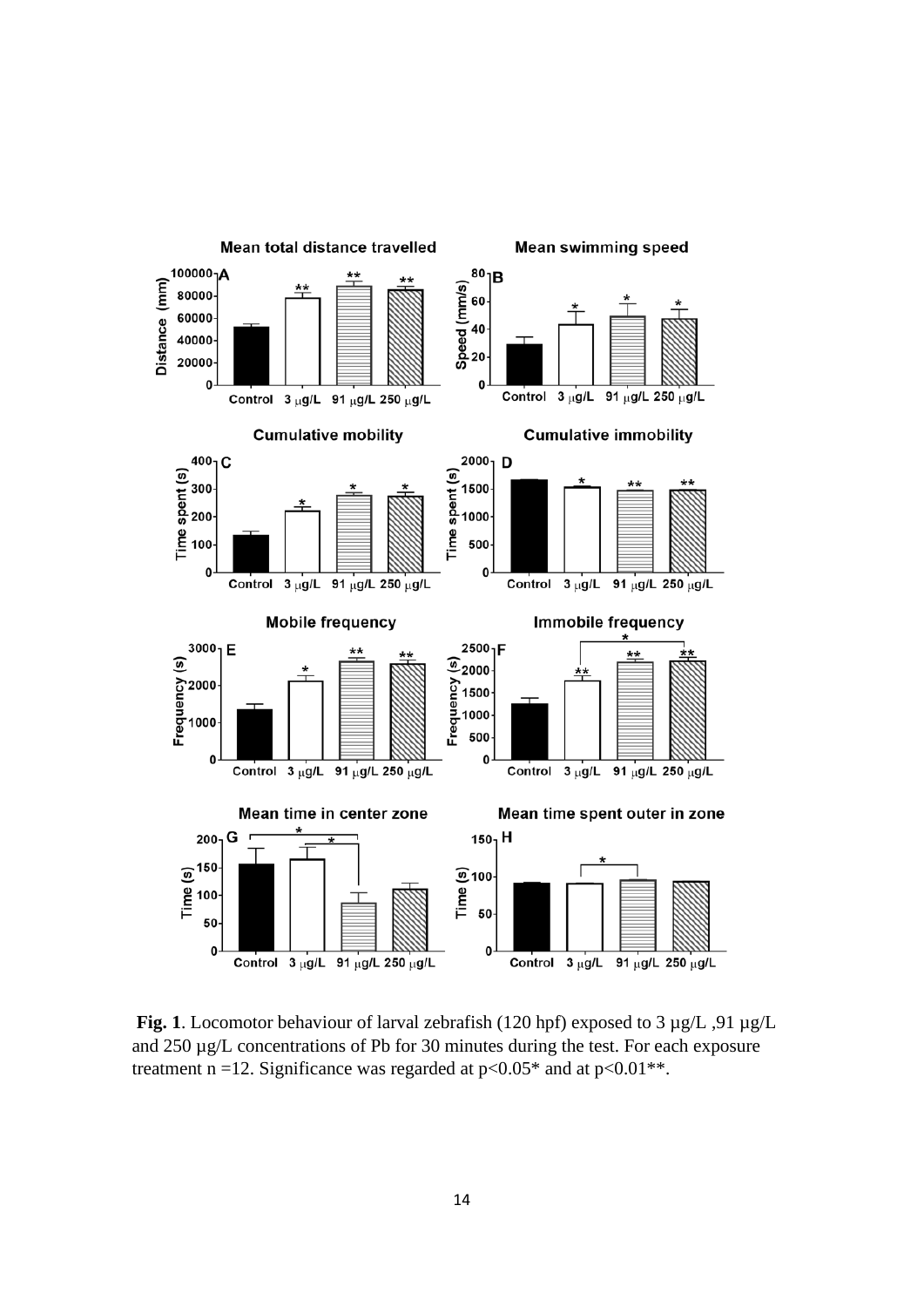**Fig. 1**. Locomotor behaviour of larval zebrafish (120 hpf) exposed to 3 µg/L ,91 µg/L and 250 µg/L concentrations of Pb for 30 minutes during the test. For each exposure treatment n =12. Significance was regarded at $p<0.05$* and at $p<0.01$**.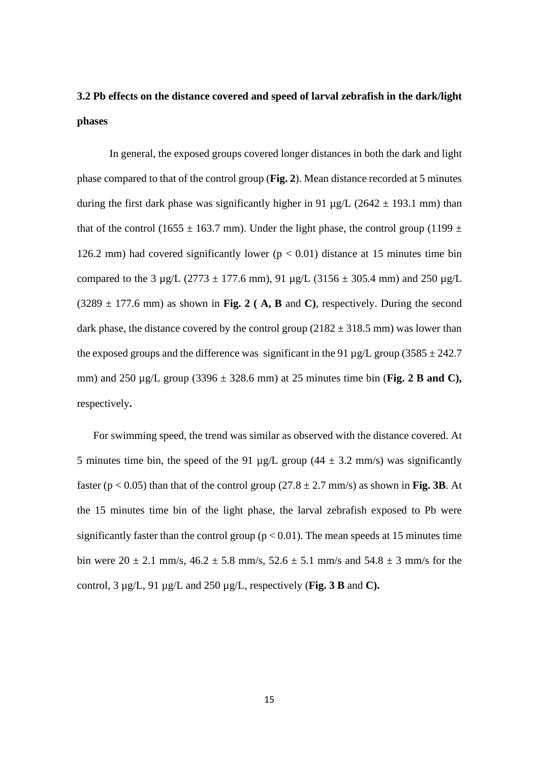### 3.2 Pb effects on the distance covered and speed of larval zebrafish in the dark/light phases

In general, the exposed groups covered longer distances in both the dark and light phase compared to that of the control group (**Fig. 2**). Mean distance recorded at 5 minutes during the first dark phase was significantly higher in 91 µg/L (2642 ± 193.1 mm) than that of the control (1655 ± 163.7 mm). Under the light phase, the control group (1199 ± 126.2 mm) had covered significantly lower ($p < 0.01$) distance at 15 minutes time bin compared to the 3 µg/L (2773 ± 177.6 mm), 91 µg/L (3156 ± 305.4 mm) and 250 µg/L (3289 ± 177.6 mm) as shown in **Fig. 2 ( A, B** and **C)**, respectively. During the second dark phase, the distance covered by the control group (2182 ± 318.5 mm) was lower than the exposed groups and the difference was significant in the 91 µg/L group (3585 ± 242.7 mm) and 250 µg/L group (3396 ± 328.6 mm) at 25 minutes time bin (**Fig. 2 B and C),** respectively**.**

For swimming speed, the trend was similar as observed with the distance covered. At 5 minutes time bin, the speed of the 91 µg/L group (44 ± 3.2 mm/s) was significantly faster ($p < 0.05$) than that of the control group (27.8 ± 2.7 mm/s) as shown in **Fig. 3B**. At the 15 minutes time bin of the light phase, the larval zebrafish exposed to Pb were significantly faster than the control group ($p < 0.01$). The mean speeds at 15 minutes time bin were 20 ± 2.1 mm/s, 46.2 ± 5.8 mm/s, 52.6 ± 5.1 mm/s and 54.8 ± 3 mm/s for the control, 3 µg/L, 91 µg/L and 250 µg/L, respectively (**Fig. 3 B** and **C).**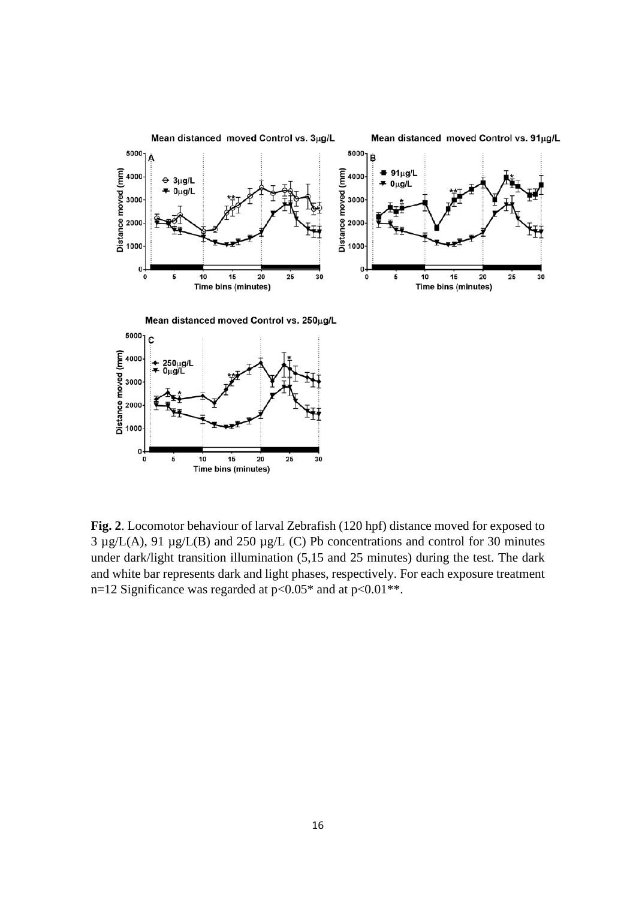**Fig. 2**. Locomotor behaviour of larval Zebrafish (120 hpf) distance moved for exposed to 3 µg/L(A), 91 µg/L(B) and 250 µg/L (C) Pb concentrations and control for 30 minutes under dark/light transition illumination (5,15 and 25 minutes) during the test. The dark and white bar represents dark and light phases, respectively. For each exposure treatment n=12 Significance was regarded at p<0.05* and at p<0.01**.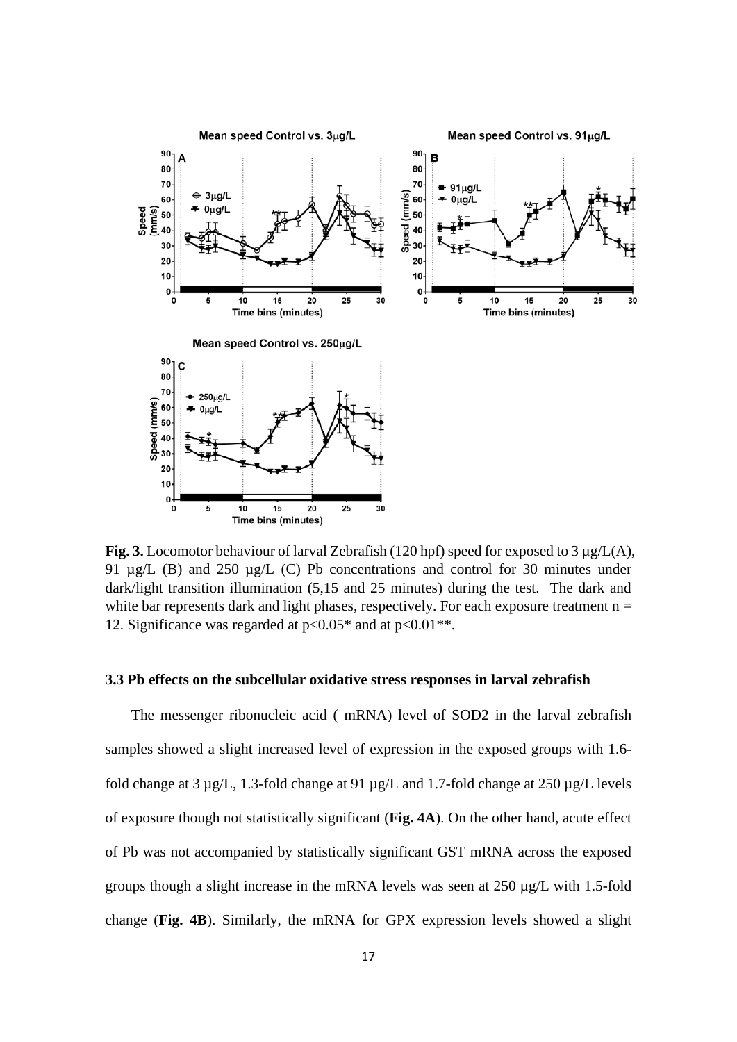**Fig. 3.** Locomotor behaviour of larval Zebrafish (120 hpf) speed for exposed to 3 µg/L(A), 91 µg/L (B) and 250 µg/L (C) Pb concentrations and control for 30 minutes under dark/light transition illumination (5,15 and 25 minutes) during the test. The dark and white bar represents dark and light phases, respectively. For each exposure treatment n = 12. Significance was regarded at $p<0.05$* and at $p<0.01$**.

### 3.3 Pb effects on the subcellular oxidative stress responses in larval zebrafish

The messenger ribonucleic acid ( mRNA) level of SOD2 in the larval zebrafish samples showed a slight increased level of expression in the exposed groups with 1.6-fold change at 3 µg/L, 1.3-fold change at 91 µg/L and 1.7-fold change at 250 µg/L levels of exposure though not statistically significant (**Fig. 4A**). On the other hand, acute effect of Pb was not accompanied by statistically significant GST mRNA across the exposed groups though a slight increase in the mRNA levels was seen at 250 µg/L with 1.5-fold change (**Fig. 4B**). Similarly, the mRNA for GPX expression levels showed a slight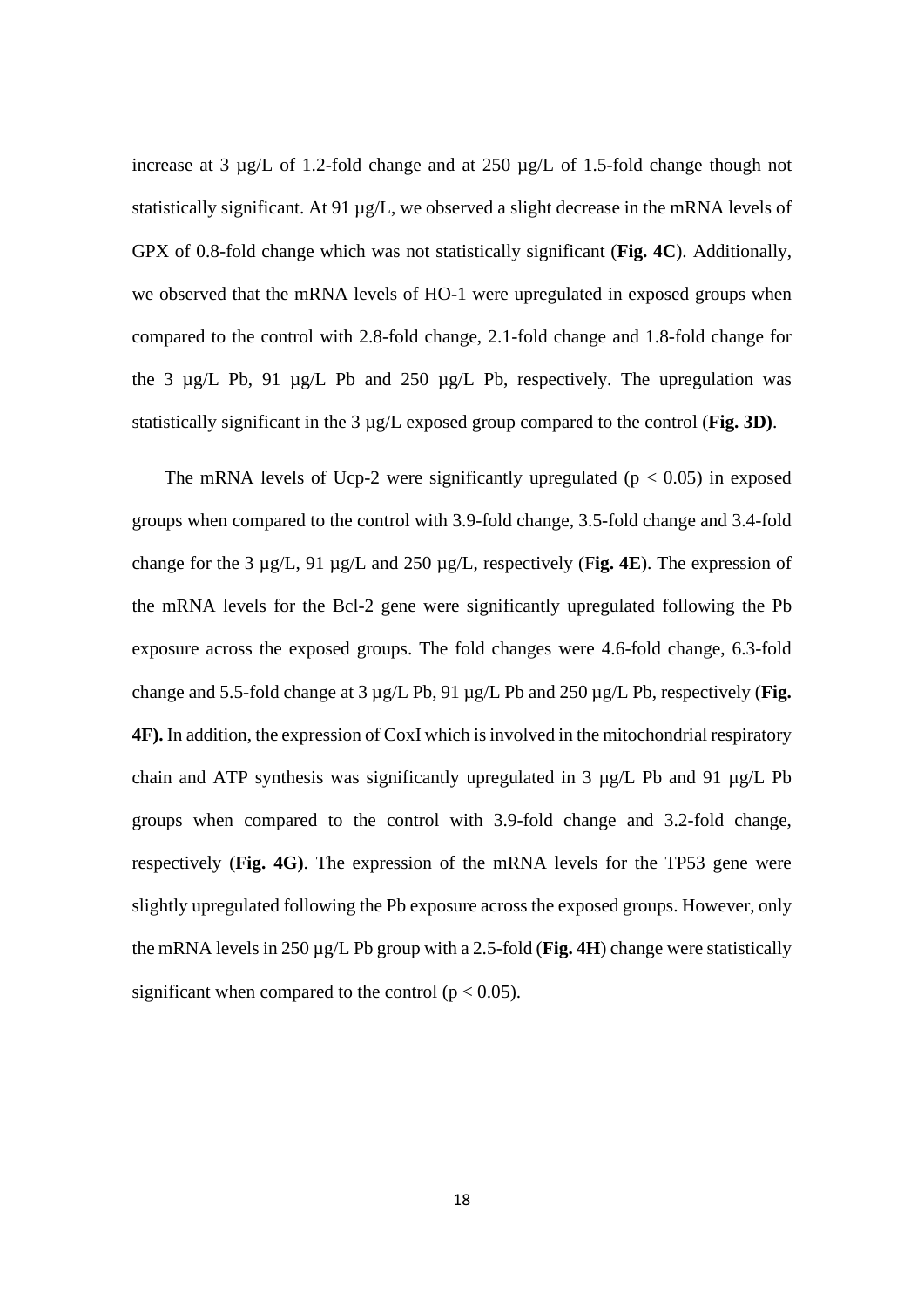increase at 3 µg/L of 1.2-fold change and at 250 µg/L of 1.5-fold change though not statistically significant. At 91 µg/L, we observed a slight decrease in the mRNA levels of GPX of 0.8-fold change which was not statistically significant (**Fig. 4C**). Additionally, we observed that the mRNA levels of HO-1 were upregulated in exposed groups when compared to the control with 2.8-fold change, 2.1-fold change and 1.8-fold change for the 3 µg/L Pb, 91 µg/L Pb and 250 µg/L Pb, respectively. The upregulation was statistically significant in the 3 µg/L exposed group compared to the control (**Fig. 3D)**.

The mRNA levels of Ucp-2 were significantly upregulated ($p < 0.05$) in exposed groups when compared to the control with 3.9-fold change, 3.5-fold change and 3.4-fold change for the 3 µg/L, 91 µg/L and 250 µg/L, respectively (F**ig. 4E**). The expression of the mRNA levels for the Bcl-2 gene were significantly upregulated following the Pb exposure across the exposed groups. The fold changes were 4.6-fold change, 6.3-fold change and 5.5-fold change at 3 µg/L Pb, 91 µg/L Pb and 250 µg/L Pb, respectively (**Fig. 4F).** In addition, the expression of CoxI which is involved in the mitochondrial respiratory chain and ATP synthesis was significantly upregulated in 3 µg/L Pb and 91 µg/L Pb groups when compared to the control with 3.9-fold change and 3.2-fold change, respectively (**Fig. 4G)**. The expression of the mRNA levels for the TP53 gene were slightly upregulated following the Pb exposure across the exposed groups. However, only the mRNA levels in 250 µg/L Pb group with a 2.5-fold (**Fig. 4H**) change were statistically significant when compared to the control ($p < 0.05$).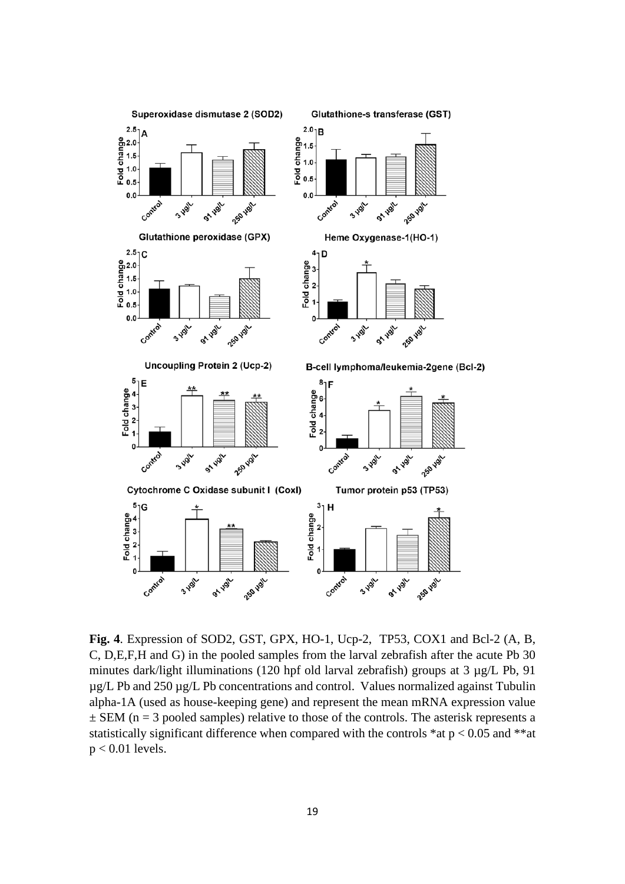**Fig. 4**. Expression of SOD2, GST, GPX, HO-1, Ucp-2, TP53, COX1 and Bcl-2 (A, B, C, D,E,F,H and G) in the pooled samples from the larval zebrafish after the acute Pb 30 minutes dark/light illuminations (120 hpf old larval zebrafish) groups at 3 µg/L Pb, 91 µg/L Pb and 250 µg/L Pb concentrations and control. Values normalized against Tubulin alpha-1A (used as house-keeping gene) and represent the mean mRNA expression value ± SEM (n = 3 pooled samples) relative to those of the controls. The asterisk represents a statistically significant difference when compared with the controls *at $p < 0.05$ and **at $p < 0.01$ levels.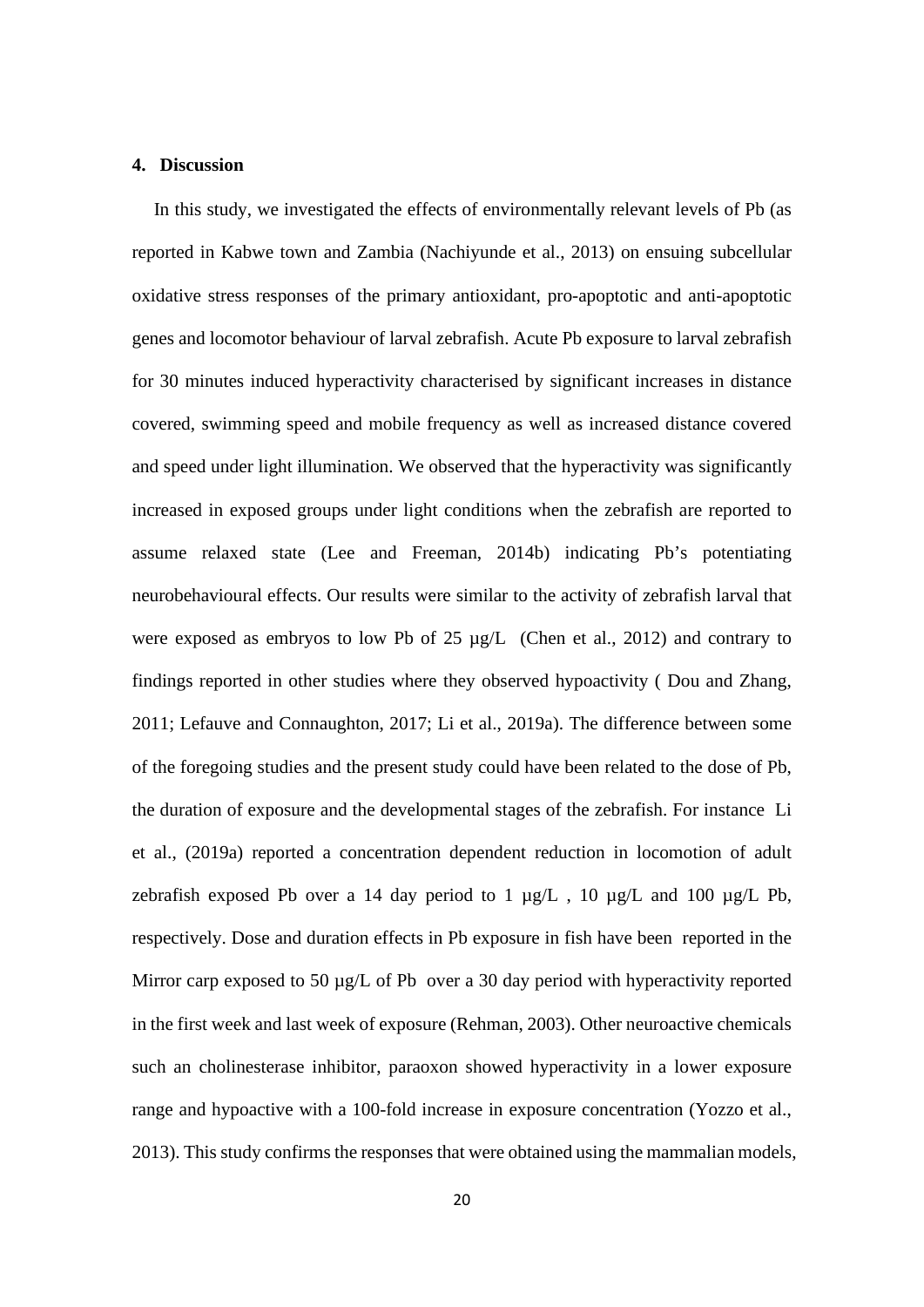## 4. Discussion

In this study, we investigated the effects of environmentally relevant levels of Pb (as reported in Kabwe town and Zambia (Nachiyunde et al., 2013) on ensuing subcellular oxidative stress responses of the primary antioxidant, pro-apoptotic and anti-apoptotic genes and locomotor behaviour of larval zebrafish. Acute Pb exposure to larval zebrafish for 30 minutes induced hyperactivity characterised by significant increases in distance covered, swimming speed and mobile frequency as well as increased distance covered and speed under light illumination. We observed that the hyperactivity was significantly increased in exposed groups under light conditions when the zebrafish are reported to assume relaxed state (Lee and Freeman, 2014b) indicating Pb's potentiating neurobehavioural effects. Our results were similar to the activity of zebrafish larval that were exposed as embryos to low Pb of 25 µg/L (Chen et al., 2012) and contrary to findings reported in other studies where they observed hypoactivity ( Dou and Zhang, 2011; Lefauve and Connaughton, 2017; Li et al., 2019a). The difference between some of the foregoing studies and the present study could have been related to the dose of Pb, the duration of exposure and the developmental stages of the zebrafish. For instance Li et al., (2019a) reported a concentration dependent reduction in locomotion of adult zebrafish exposed Pb over a 14 day period to 1 µg/L , 10 µg/L and 100 µg/L Pb, respectively. Dose and duration effects in Pb exposure in fish have been reported in the Mirror carp exposed to 50 µg/L of Pb over a 30 day period with hyperactivity reported in the first week and last week of exposure (Rehman, 2003). Other neuroactive chemicals such an cholinesterase inhibitor, paraoxon showed hyperactivity in a lower exposure range and hypoactive with a 100-fold increase in exposure concentration (Yozzo et al., 2013). This study confirms the responses that were obtained using the mammalian models,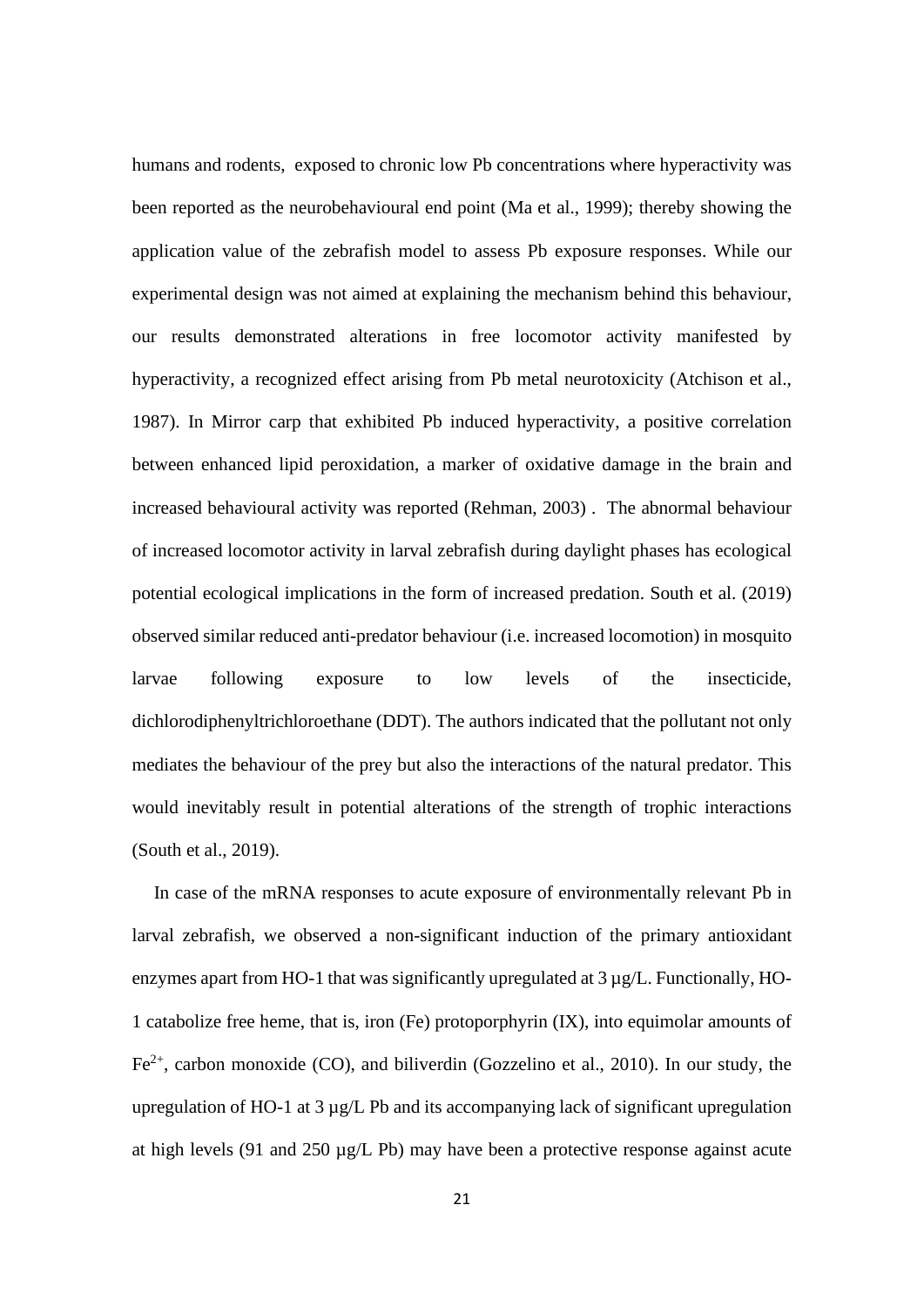humans and rodents, exposed to chronic low Pb concentrations where hyperactivity was been reported as the neurobehavioural end point (Ma et al., 1999); thereby showing the application value of the zebrafish model to assess Pb exposure responses. While our experimental design was not aimed at explaining the mechanism behind this behaviour, our results demonstrated alterations in free locomotor activity manifested by hyperactivity, a recognized effect arising from Pb metal neurotoxicity (Atchison et al., 1987). In Mirror carp that exhibited Pb induced hyperactivity, a positive correlation between enhanced lipid peroxidation, a marker of oxidative damage in the brain and increased behavioural activity was reported (Rehman, 2003) . The abnormal behaviour of increased locomotor activity in larval zebrafish during daylight phases has ecological potential ecological implications in the form of increased predation. South et al. (2019) observed similar reduced anti-predator behaviour (i.e. increased locomotion) in mosquito larvae following exposure to low levels of the insecticide, dichlorodiphenyltrichloroethane (DDT). The authors indicated that the pollutant not only mediates the behaviour of the prey but also the interactions of the natural predator. This would inevitably result in potential alterations of the strength of trophic interactions (South et al., 2019).

In case of the mRNA responses to acute exposure of environmentally relevant Pb in larval zebrafish, we observed a non-significant induction of the primary antioxidant enzymes apart from HO-1 that was significantly upregulated at 3 µg/L. Functionally, HO-1 catabolize free heme, that is, iron (Fe) protoporphyrin (IX), into equimolar amounts of $Fe^{2+}$, carbon monoxide (CO), and biliverdin (Gozzelino et al., 2010). In our study, the upregulation of HO-1 at 3 µg/L Pb and its accompanying lack of significant upregulation at high levels (91 and 250 µg/L Pb) may have been a protective response against acute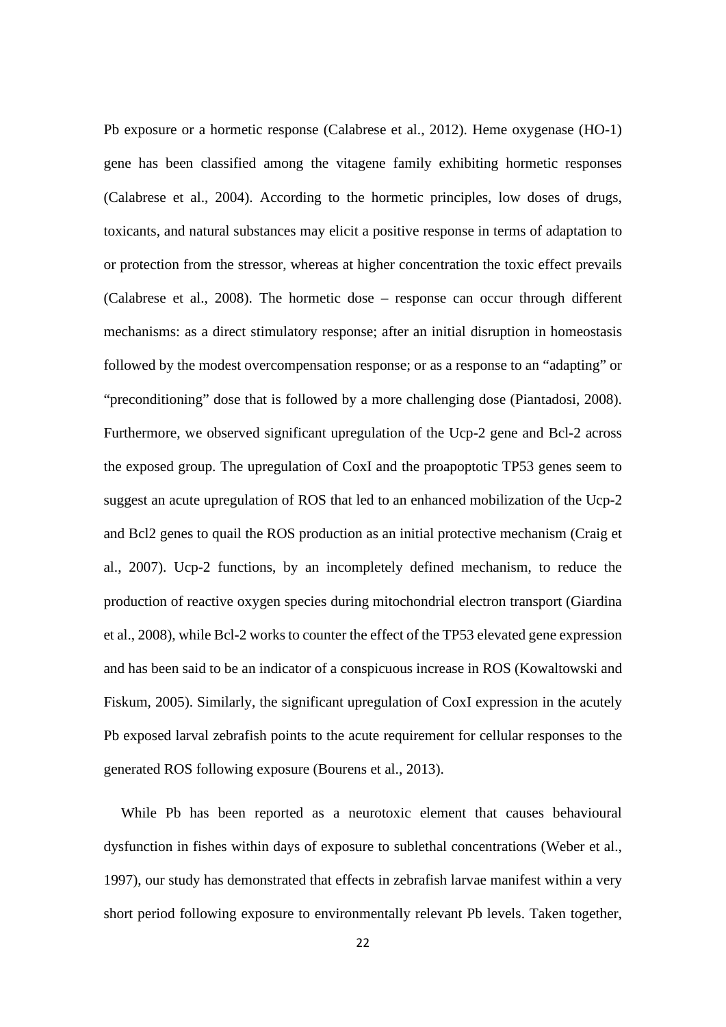Pb exposure or a hormetic response (Calabrese et al., 2012). Heme oxygenase (HO-1) gene has been classified among the vitagene family exhibiting hormetic responses (Calabrese et al., 2004). According to the hormetic principles, low doses of drugs, toxicants, and natural substances may elicit a positive response in terms of adaptation to or protection from the stressor, whereas at higher concentration the toxic effect prevails (Calabrese et al., 2008). The hormetic dose – response can occur through different mechanisms: as a direct stimulatory response; after an initial disruption in homeostasis followed by the modest overcompensation response; or as a response to an "adapting" or "preconditioning" dose that is followed by a more challenging dose (Piantadosi, 2008). Furthermore, we observed significant upregulation of the Ucp-2 gene and Bcl-2 across the exposed group. The upregulation of CoxI and the proapoptotic TP53 genes seem to suggest an acute upregulation of ROS that led to an enhanced mobilization of the Ucp-2 and Bcl2 genes to quail the ROS production as an initial protective mechanism (Craig et al., 2007). Ucp-2 functions, by an incompletely defined mechanism, to reduce the production of reactive oxygen species during mitochondrial electron transport (Giardina et al., 2008), while Bcl-2 works to counter the effect of the TP53 elevated gene expression and has been said to be an indicator of a conspicuous increase in ROS (Kowaltowski and Fiskum, 2005). Similarly, the significant upregulation of CoxI expression in the acutely Pb exposed larval zebrafish points to the acute requirement for cellular responses to the generated ROS following exposure (Bourens et al., 2013).

While Pb has been reported as a neurotoxic element that causes behavioural dysfunction in fishes within days of exposure to sublethal concentrations (Weber et al., 1997), our study has demonstrated that effects in zebrafish larvae manifest within a very short period following exposure to environmentally relevant Pb levels. Taken together,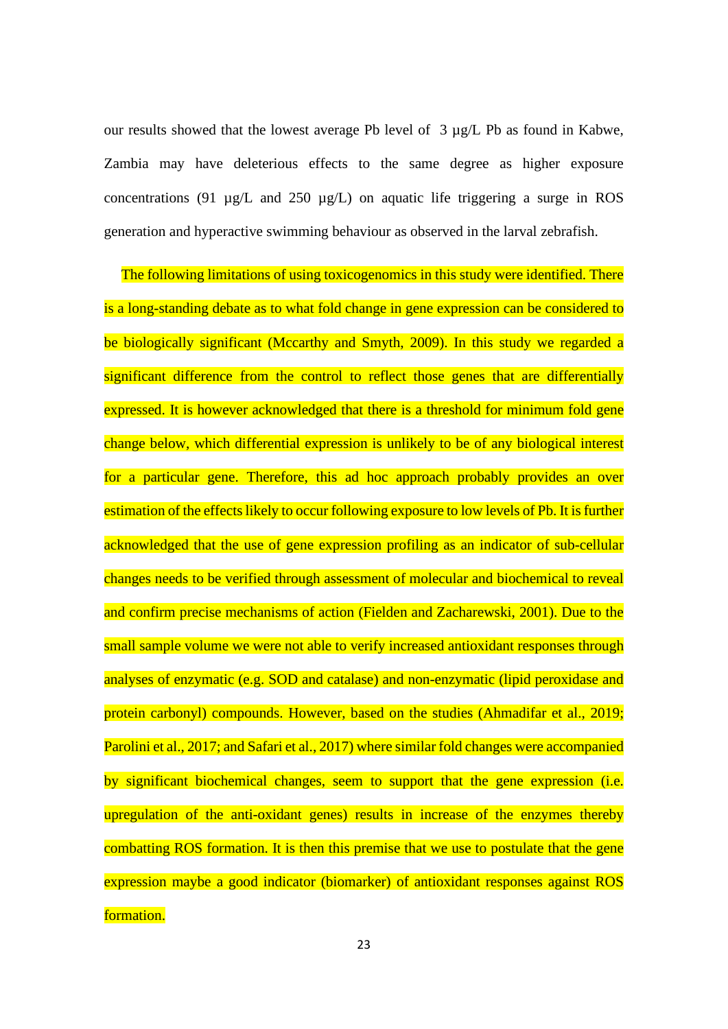our results showed that the lowest average Pb level of 3 µg/L Pb as found in Kabwe, Zambia may have deleterious effects to the same degree as higher exposure concentrations (91 µg/L and 250 µg/L) on aquatic life triggering a surge in ROS generation and hyperactive swimming behaviour as observed in the larval zebrafish.

The following limitations of using toxicogenomics in this study were identified. There is a long-standing debate as to what fold change in gene expression can be considered to be biologically significant (Mccarthy and Smyth, 2009). In this study we regarded a significant difference from the control to reflect those genes that are differentially expressed. It is however acknowledged that there is a threshold for minimum fold gene change below, which differential expression is unlikely to be of any biological interest for a particular gene. Therefore, this ad hoc approach probably provides an over estimation of the effects likely to occur following exposure to low levels of Pb. It is further acknowledged that the use of gene expression profiling as an indicator of sub-cellular changes needs to be verified through assessment of molecular and biochemical to reveal and confirm precise mechanisms of action (Fielden and Zacharewski, 2001). Due to the small sample volume we were not able to verify increased antioxidant responses through analyses of enzymatic (e.g. SOD and catalase) and non-enzymatic (lipid peroxidase and protein carbonyl) compounds. However, based on the studies (Ahmadifar et al., 2019; Parolini et al., 2017; and Safari et al., 2017) where similar fold changes were accompanied by significant biochemical changes, seem to support that the gene expression (i.e. upregulation of the anti-oxidant genes) results in increase of the enzymes thereby combatting ROS formation. It is then this premise that we use to postulate that the gene expression maybe a good indicator (biomarker) of antioxidant responses against ROS formation.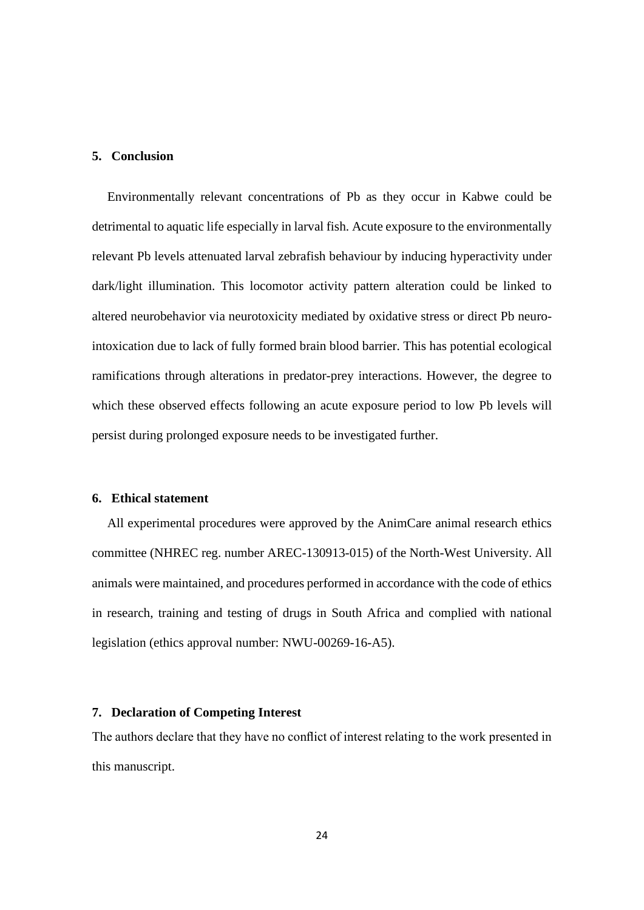## 5. Conclusion

Environmentally relevant concentrations of Pb as they occur in Kabwe could be detrimental to aquatic life especially in larval fish. Acute exposure to the environmentally relevant Pb levels attenuated larval zebrafish behaviour by inducing hyperactivity under dark/light illumination. This locomotor activity pattern alteration could be linked to altered neurobehavior via neurotoxicity mediated by oxidative stress or direct Pb neuro-intoxication due to lack of fully formed brain blood barrier. This has potential ecological ramifications through alterations in predator-prey interactions. However, the degree to which these observed effects following an acute exposure period to low Pb levels will persist during prolonged exposure needs to be investigated further.

## 6. Ethical statement

All experimental procedures were approved by the AnimCare animal research ethics committee (NHREC reg. number AREC-130913-015) of the North-West University. All animals were maintained, and procedures performed in accordance with the code of ethics in research, training and testing of drugs in South Africa and complied with national legislation (ethics approval number: NWU-00269-16-A5).

## 7. Declaration of Competing Interest

The authors declare that they have no conflict of interest relating to the work presented in this manuscript.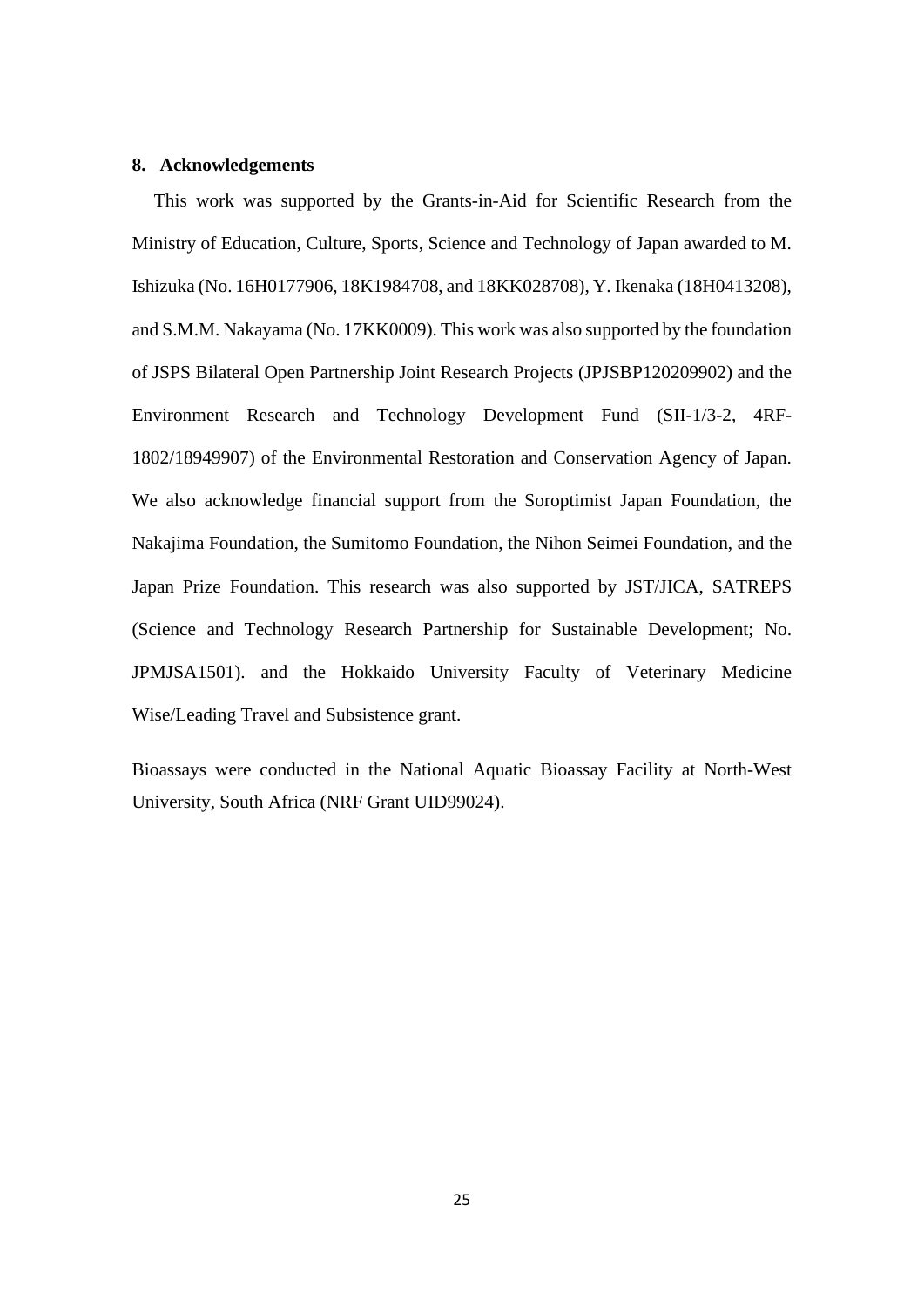## 8. Acknowledgements

This work was supported by the Grants-in-Aid for Scientific Research from the Ministry of Education, Culture, Sports, Science and Technology of Japan awarded to M. Ishizuka (No. 16H0177906, 18K1984708, and 18KK028708), Y. Ikenaka (18H0413208), and S.M.M. Nakayama (No. 17KK0009). This work was also supported by the foundation of JSPS Bilateral Open Partnership Joint Research Projects (JPJSBP120209902) and the Environment Research and Technology Development Fund (SII-1/3-2, 4RF-1802/18949907) of the Environmental Restoration and Conservation Agency of Japan. We also acknowledge financial support from the Soroptimist Japan Foundation, the Nakajima Foundation, the Sumitomo Foundation, the Nihon Seimei Foundation, and the Japan Prize Foundation. This research was also supported by JST/JICA, SATREPS (Science and Technology Research Partnership for Sustainable Development; No. JPMJSA1501). and the Hokkaido University Faculty of Veterinary Medicine Wise/Leading Travel and Subsistence grant.

Bioassays were conducted in the National Aquatic Bioassay Facility at North-West University, South Africa (NRF Grant UID99024).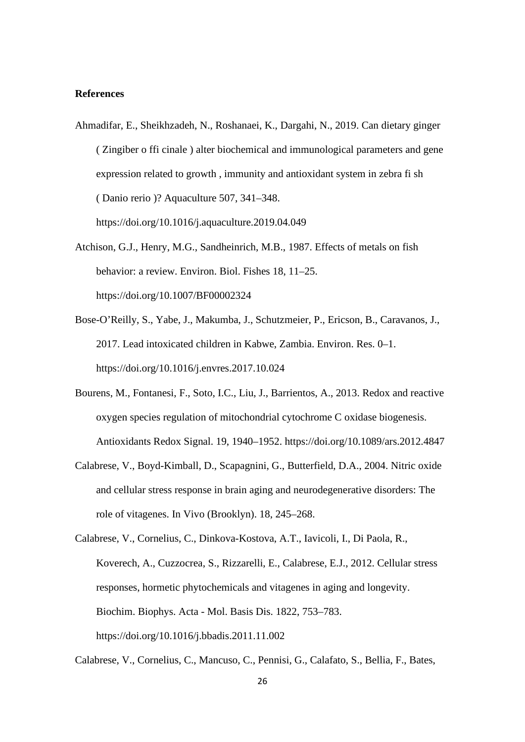**References**

Ahmadifar, E., Sheikhzadeh, N., Roshanaei, K., Dargahi, N., 2019. Can dietary ginger ( Zingiber o ffi cinale ) alter biochemical and immunological parameters and gene expression related to growth , immunity and antioxidant system in zebra fi sh ( Danio rerio )? Aquaculture 507, 341–348. https://doi.org/10.1016/j.aquaculture.2019.04.049

Atchison, G.J., Henry, M.G., Sandheinrich, M.B., 1987. Effects of metals on fish behavior: a review. Environ. Biol. Fishes 18, 11–25. https://doi.org/10.1007/BF00002324

Bose-O'Reilly, S., Yabe, J., Makumba, J., Schutzmeier, P., Ericson, B., Caravanos, J., 2017. Lead intoxicated children in Kabwe, Zambia. Environ. Res. 0–1. https://doi.org/10.1016/j.envres.2017.10.024

Bourens, M., Fontanesi, F., Soto, I.C., Liu, J., Barrientos, A., 2013. Redox and reactive oxygen species regulation of mitochondrial cytochrome C oxidase biogenesis. Antioxidants Redox Signal. 19, 1940–1952. https://doi.org/10.1089/ars.2012.4847

Calabrese, V., Boyd-Kimball, D., Scapagnini, G., Butterfield, D.A., 2004. Nitric oxide and cellular stress response in brain aging and neurodegenerative disorders: The role of vitagenes. In Vivo (Brooklyn). 18, 245–268.

Calabrese, V., Cornelius, C., Dinkova-Kostova, A.T., Iavicoli, I., Di Paola, R., Koverech, A., Cuzzocrea, S., Rizzarelli, E., Calabrese, E.J., 2012. Cellular stress responses, hormetic phytochemicals and vitagenes in aging and longevity. Biochim. Biophys. Acta - Mol. Basis Dis. 1822, 753–783. https://doi.org/10.1016/j.bbadis.2011.11.002

Calabrese, V., Cornelius, C., Mancuso, C., Pennisi, G., Calafato, S., Bellia, F., Bates,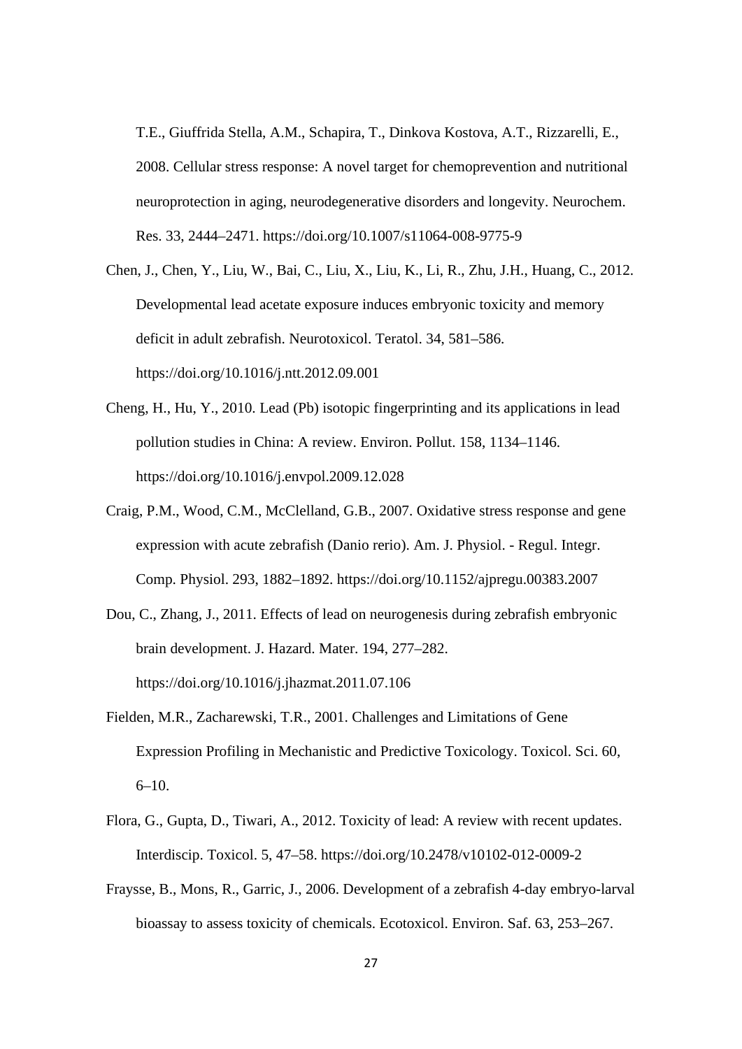T.E., Giuffrida Stella, A.M., Schapira, T., Dinkova Kostova, A.T., Rizzarelli, E., 2008. Cellular stress response: A novel target for chemoprevention and nutritional neuroprotection in aging, neurodegenerative disorders and longevity. Neurochem. Res. 33, 2444–2471. https://doi.org/10.1007/s11064-008-9775-9

Chen, J., Chen, Y., Liu, W., Bai, C., Liu, X., Liu, K., Li, R., Zhu, J.H., Huang, C., 2012. Developmental lead acetate exposure induces embryonic toxicity and memory deficit in adult zebrafish. Neurotoxicol. Teratol. 34, 581–586. https://doi.org/10.1016/j.ntt.2012.09.001

Cheng, H., Hu, Y., 2010. Lead (Pb) isotopic fingerprinting and its applications in lead pollution studies in China: A review. Environ. Pollut. 158, 1134–1146. https://doi.org/10.1016/j.envpol.2009.12.028

Craig, P.M., Wood, C.M., McClelland, G.B., 2007. Oxidative stress response and gene expression with acute zebrafish (Danio rerio). Am. J. Physiol. - Regul. Integr. Comp. Physiol. 293, 1882–1892. https://doi.org/10.1152/ajpregu.00383.2007

Dou, C., Zhang, J., 2011. Effects of lead on neurogenesis during zebrafish embryonic brain development. J. Hazard. Mater. 194, 277–282. https://doi.org/10.1016/j.jhazmat.2011.07.106

Fielden, M.R., Zacharewski, T.R., 2001. Challenges and Limitations of Gene Expression Profiling in Mechanistic and Predictive Toxicology. Toxicol. Sci. 60, 6–10.

Flora, G., Gupta, D., Tiwari, A., 2012. Toxicity of lead: A review with recent updates. Interdiscip. Toxicol. 5, 47–58. https://doi.org/10.2478/v10102-012-0009-2

Fraysse, B., Mons, R., Garric, J., 2006. Development of a zebrafish 4-day embryo-larval bioassay to assess toxicity of chemicals. Ecotoxicol. Environ. Saf. 63, 253–267.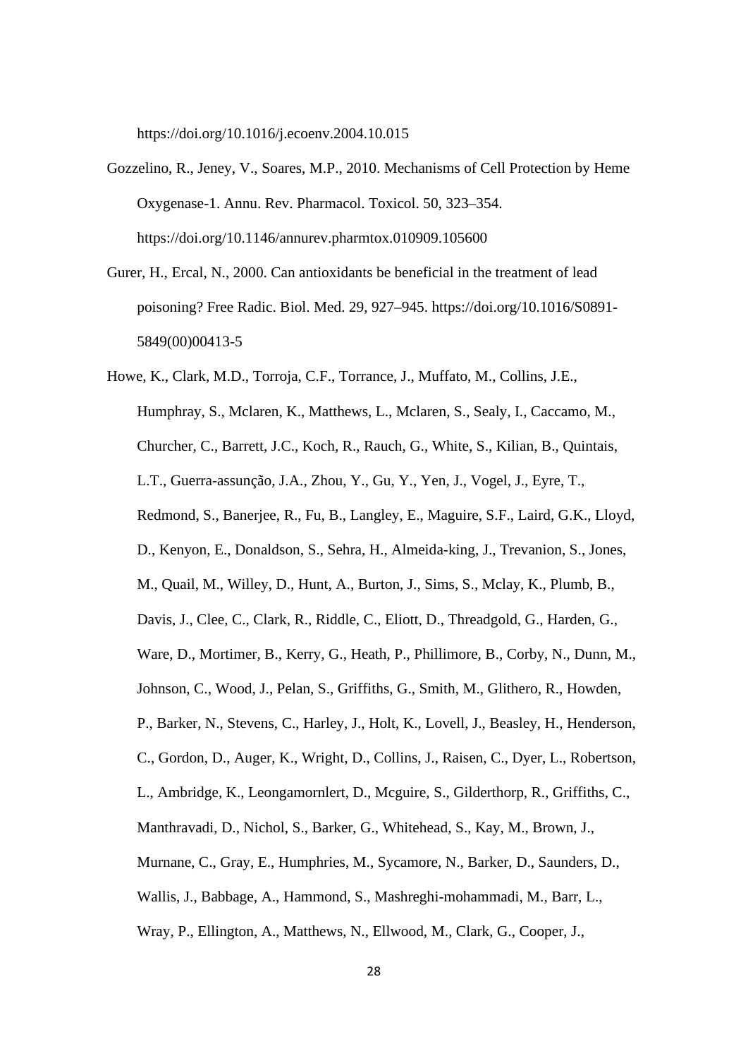https://doi.org/10.1016/j.ecoenv.2004.10.015

Gozzelino, R., Jeney, V., Soares, M.P., 2010. Mechanisms of Cell Protection by Heme Oxygenase-1. Annu. Rev. Pharmacol. Toxicol. 50, 323–354. https://doi.org/10.1146/annurev.pharmtox.010909.105600

Gurer, H., Ercal, N., 2000. Can antioxidants be beneficial in the treatment of lead poisoning? Free Radic. Biol. Med. 29, 927–945. https://doi.org/10.1016/S0891-5849(00)00413-5

Howe, K., Clark, M.D., Torroja, C.F., Torrance, J., Muffato, M., Collins, J.E., Humphray, S., Mclaren, K., Matthews, L., Mclaren, S., Sealy, I., Caccamo, M., Churcher, C., Barrett, J.C., Koch, R., Rauch, G., White, S., Kilian, B., Quintais, L.T., Guerra-assunção, J.A., Zhou, Y., Gu, Y., Yen, J., Vogel, J., Eyre, T., Redmond, S., Banerjee, R., Fu, B., Langley, E., Maguire, S.F., Laird, G.K., Lloyd, D., Kenyon, E., Donaldson, S., Sehra, H., Almeida-king, J., Trevanion, S., Jones, M., Quail, M., Willey, D., Hunt, A., Burton, J., Sims, S., Mclay, K., Plumb, B., Davis, J., Clee, C., Clark, R., Riddle, C., Eliott, D., Threadgold, G., Harden, G., Ware, D., Mortimer, B., Kerry, G., Heath, P., Phillimore, B., Corby, N., Dunn, M., Johnson, C., Wood, J., Pelan, S., Griffiths, G., Smith, M., Glithero, R., Howden, P., Barker, N., Stevens, C., Harley, J., Holt, K., Lovell, J., Beasley, H., Henderson, C., Gordon, D., Auger, K., Wright, D., Collins, J., Raisen, C., Dyer, L., Robertson, L., Ambridge, K., Leongamornlert, D., Mcguire, S., Gilderthorp, R., Griffiths, C., Manthravadi, D., Nichol, S., Barker, G., Whitehead, S., Kay, M., Brown, J., Murnane, C., Gray, E., Humphries, M., Sycamore, N., Barker, D., Saunders, D., Wallis, J., Babbage, A., Hammond, S., Mashreghi-mohammadi, M., Barr, L., Wray, P., Ellington, A., Matthews, N., Ellwood, M., Clark, G., Cooper, J.,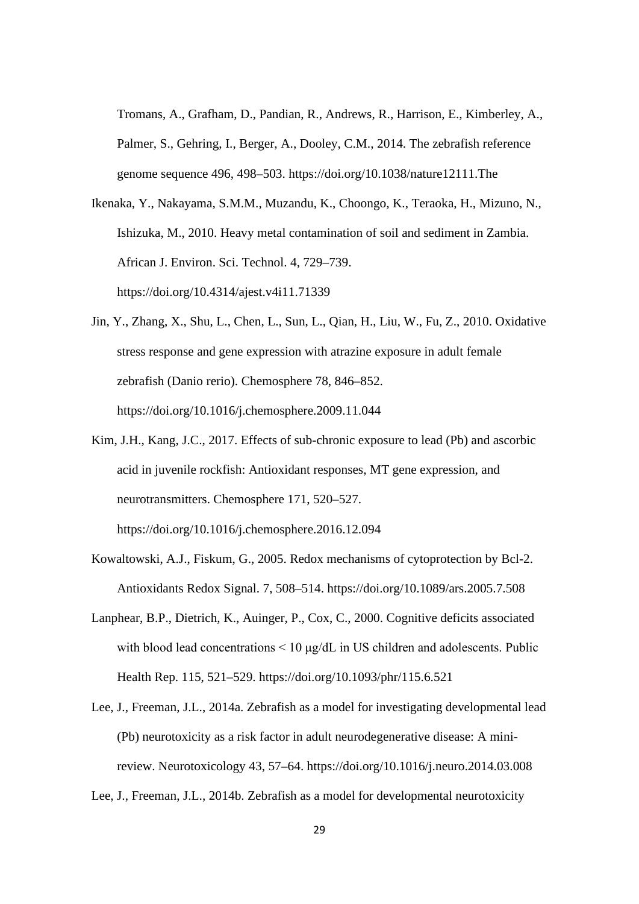Tromans, A., Grafham, D., Pandian, R., Andrews, R., Harrison, E., Kimberley, A., Palmer, S., Gehring, I., Berger, A., Dooley, C.M., 2014. The zebrafish reference genome sequence 496, 498–503. https://doi.org/10.1038/nature12111.The

Ikenaka, Y., Nakayama, S.M.M., Muzandu, K., Choongo, K., Teraoka, H., Mizuno, N., Ishizuka, M., 2010. Heavy metal contamination of soil and sediment in Zambia. African J. Environ. Sci. Technol. 4, 729–739. https://doi.org/10.4314/ajest.v4i11.71339

Jin, Y., Zhang, X., Shu, L., Chen, L., Sun, L., Qian, H., Liu, W., Fu, Z., 2010. Oxidative stress response and gene expression with atrazine exposure in adult female zebrafish (Danio rerio). Chemosphere 78, 846–852. https://doi.org/10.1016/j.chemosphere.2009.11.044

Kim, J.H., Kang, J.C., 2017. Effects of sub-chronic exposure to lead (Pb) and ascorbic acid in juvenile rockfish: Antioxidant responses, MT gene expression, and neurotransmitters. Chemosphere 171, 520–527. https://doi.org/10.1016/j.chemosphere.2016.12.094

Kowaltowski, A.J., Fiskum, G., 2005. Redox mechanisms of cytoprotection by Bcl-2. Antioxidants Redox Signal. 7, 508–514. https://doi.org/10.1089/ars.2005.7.508

Lanphear, B.P., Dietrich, K., Auinger, P., Cox, C., 2000. Cognitive deficits associated with blood lead concentrations < 10 μg/dL in US children and adolescents. Public Health Rep. 115, 521–529. https://doi.org/10.1093/phr/115.6.521

Lee, J., Freeman, J.L., 2014a. Zebrafish as a model for investigating developmental lead (Pb) neurotoxicity as a risk factor in adult neurodegenerative disease: A mini-review. Neurotoxicology 43, 57–64. https://doi.org/10.1016/j.neuro.2014.03.008

Lee, J., Freeman, J.L., 2014b. Zebrafish as a model for developmental neurotoxicity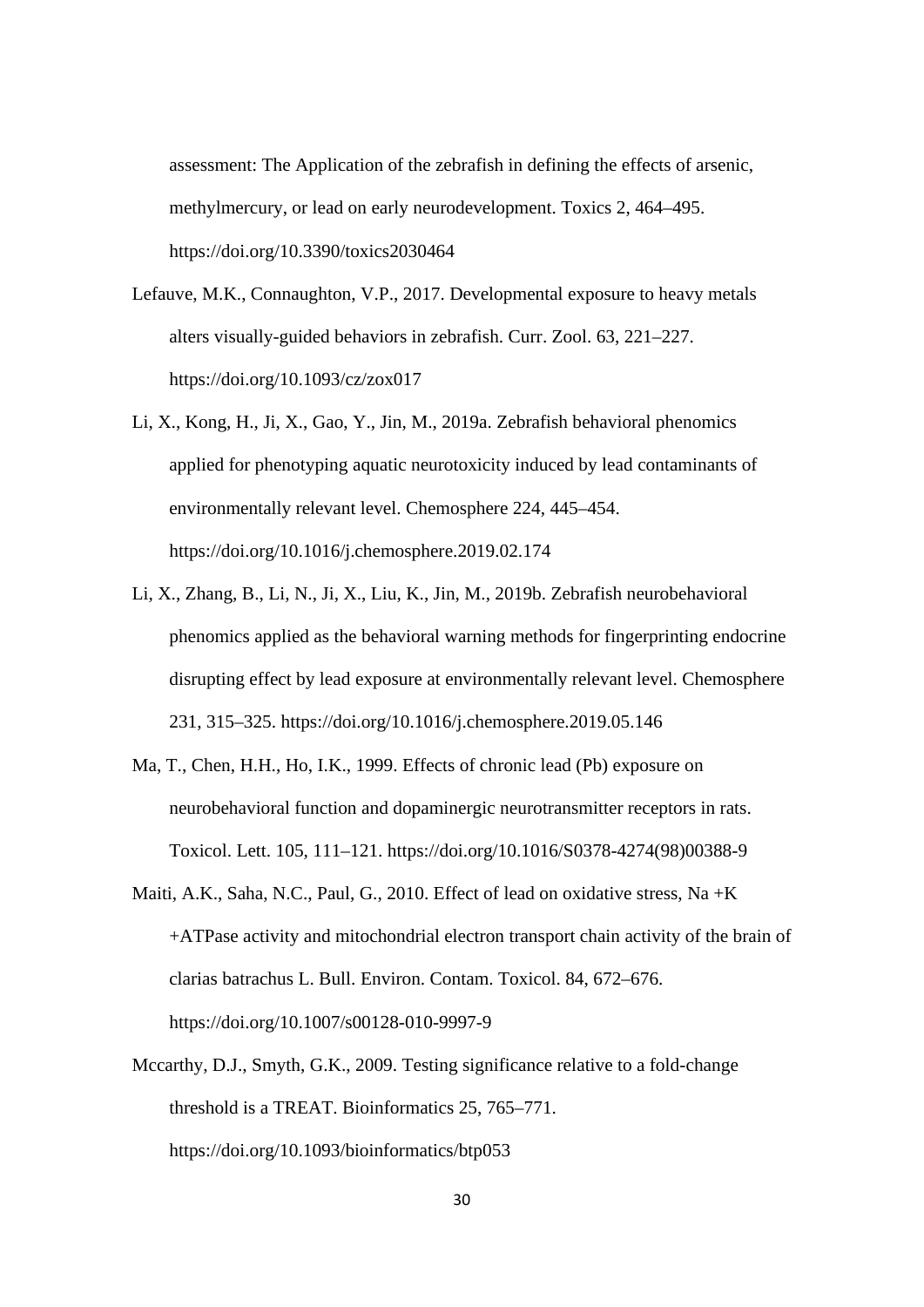assessment: The Application of the zebrafish in defining the effects of arsenic, methylmercury, or lead on early neurodevelopment. Toxics 2, 464–495. https://doi.org/10.3390/toxics2030464

Lefauve, M.K., Connaughton, V.P., 2017. Developmental exposure to heavy metals alters visually-guided behaviors in zebrafish. Curr. Zool. 63, 221–227. https://doi.org/10.1093/cz/zox017

Li, X., Kong, H., Ji, X., Gao, Y., Jin, M., 2019a. Zebrafish behavioral phenomics applied for phenotyping aquatic neurotoxicity induced by lead contaminants of environmentally relevant level. Chemosphere 224, 445–454. https://doi.org/10.1016/j.chemosphere.2019.02.174

Li, X., Zhang, B., Li, N., Ji, X., Liu, K., Jin, M., 2019b. Zebrafish neurobehavioral phenomics applied as the behavioral warning methods for fingerprinting endocrine disrupting effect by lead exposure at environmentally relevant level. Chemosphere 231, 315–325. https://doi.org/10.1016/j.chemosphere.2019.05.146

Ma, T., Chen, H.H., Ho, I.K., 1999. Effects of chronic lead (Pb) exposure on neurobehavioral function and dopaminergic neurotransmitter receptors in rats. Toxicol. Lett. 105, 111–121. https://doi.org/10.1016/S0378-4274(98)00388-9

Maiti, A.K., Saha, N.C., Paul, G., 2010. Effect of lead on oxidative stress, Na +K +ATPase activity and mitochondrial electron transport chain activity of the brain of clarias batrachus L. Bull. Environ. Contam. Toxicol. 84, 672–676. https://doi.org/10.1007/s00128-010-9997-9

Mccarthy, D.J., Smyth, G.K., 2009. Testing significance relative to a fold-change threshold is a TREAT. Bioinformatics 25, 765–771. https://doi.org/10.1093/bioinformatics/btp053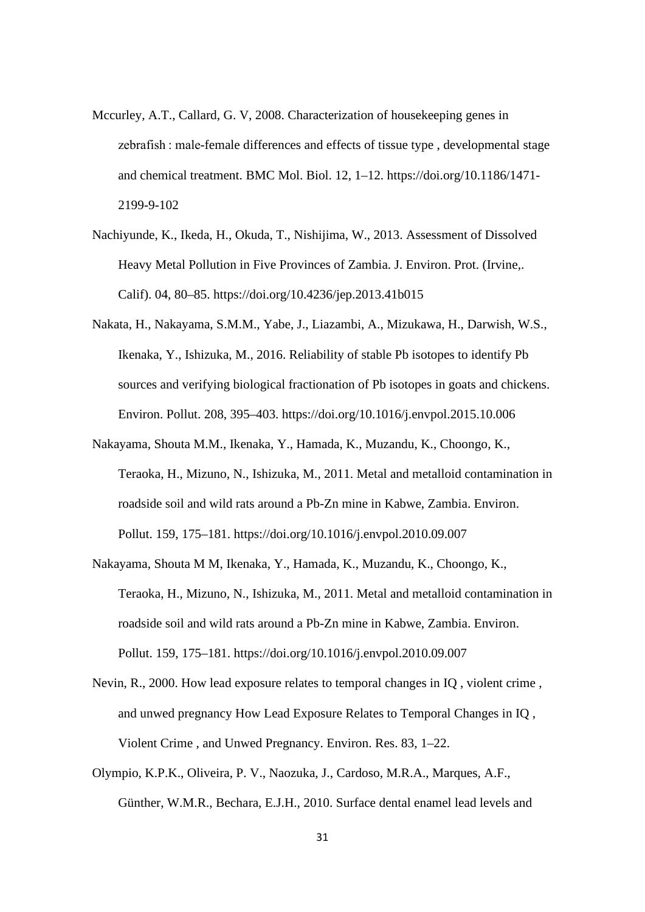Mccurley, A.T., Callard, G. V, 2008. Characterization of housekeeping genes in zebrafish : male-female differences and effects of tissue type , developmental stage and chemical treatment. BMC Mol. Biol. 12, 1–12. https://doi.org/10.1186/1471-2199-9-102

Nachiyunde, K., Ikeda, H., Okuda, T., Nishijima, W., 2013. Assessment of Dissolved Heavy Metal Pollution in Five Provinces of Zambia. J. Environ. Prot. (Irvine,. Calif). 04, 80–85. https://doi.org/10.4236/jep.2013.41b015

Nakata, H., Nakayama, S.M.M., Yabe, J., Liazambi, A., Mizukawa, H., Darwish, W.S., Ikenaka, Y., Ishizuka, M., 2016. Reliability of stable Pb isotopes to identify Pb sources and verifying biological fractionation of Pb isotopes in goats and chickens. Environ. Pollut. 208, 395–403. https://doi.org/10.1016/j.envpol.2015.10.006

Nakayama, Shouta M.M., Ikenaka, Y., Hamada, K., Muzandu, K., Choongo, K., Teraoka, H., Mizuno, N., Ishizuka, M., 2011. Metal and metalloid contamination in roadside soil and wild rats around a Pb-Zn mine in Kabwe, Zambia. Environ. Pollut. 159, 175–181. https://doi.org/10.1016/j.envpol.2010.09.007

Nakayama, Shouta M M, Ikenaka, Y., Hamada, K., Muzandu, K., Choongo, K., Teraoka, H., Mizuno, N., Ishizuka, M., 2011. Metal and metalloid contamination in roadside soil and wild rats around a Pb-Zn mine in Kabwe, Zambia. Environ. Pollut. 159, 175–181. https://doi.org/10.1016/j.envpol.2010.09.007

Nevin, R., 2000. How lead exposure relates to temporal changes in IQ , violent crime , and unwed pregnancy How Lead Exposure Relates to Temporal Changes in IQ , Violent Crime , and Unwed Pregnancy. Environ. Res. 83, 1–22.

Olympio, K.P.K., Oliveira, P. V., Naozuka, J., Cardoso, M.R.A., Marques, A.F., Günther, W.M.R., Bechara, E.J.H., 2010. Surface dental enamel lead levels and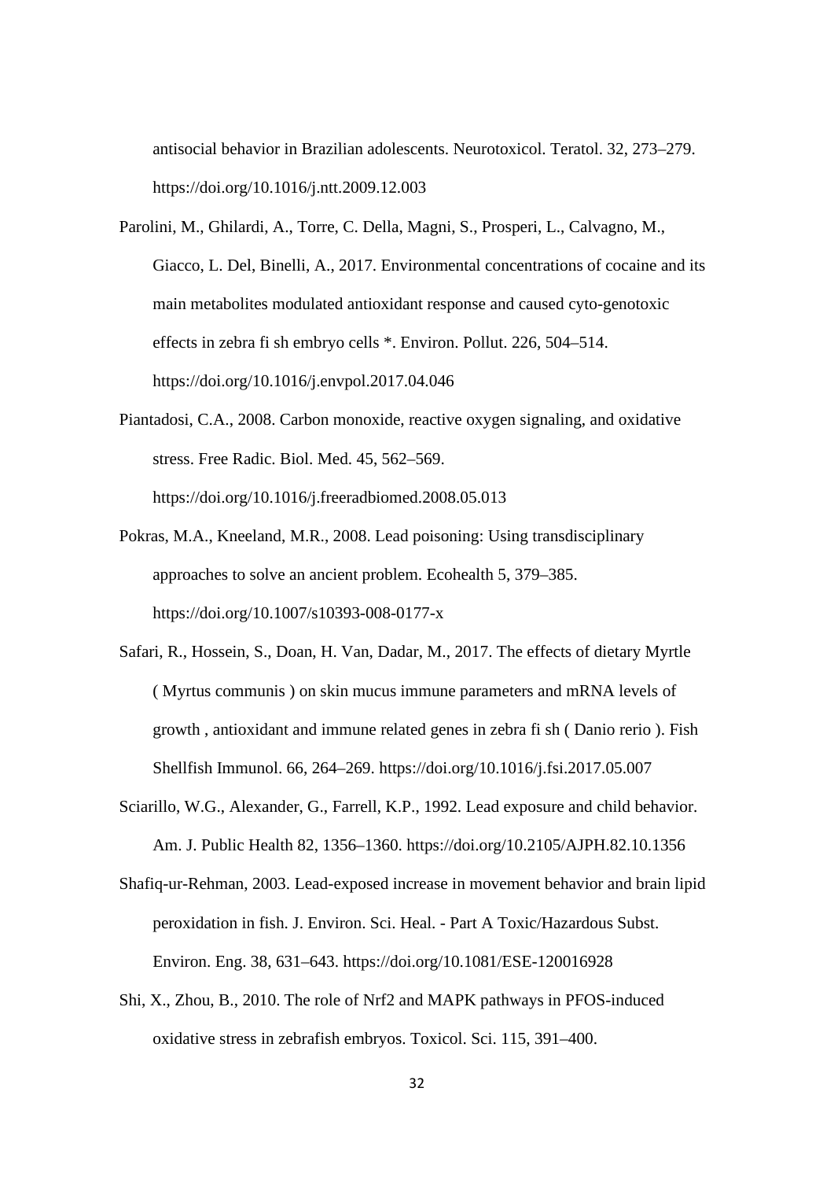antisocial behavior in Brazilian adolescents. Neurotoxicol. Teratol. 32, 273–279. https://doi.org/10.1016/j.ntt.2009.12.003

Parolini, M., Ghilardi, A., Torre, C. Della, Magni, S., Prosperi, L., Calvagno, M., Giacco, L. Del, Binelli, A., 2017. Environmental concentrations of cocaine and its main metabolites modulated antioxidant response and caused cyto-genotoxic effects in zebra fi sh embryo cells *. Environ. Pollut. 226, 504–514. https://doi.org/10.1016/j.envpol.2017.04.046

Piantadosi, C.A., 2008. Carbon monoxide, reactive oxygen signaling, and oxidative stress. Free Radic. Biol. Med. 45, 562–569. https://doi.org/10.1016/j.freeradbiomed.2008.05.013

Pokras, M.A., Kneeland, M.R., 2008. Lead poisoning: Using transdisciplinary approaches to solve an ancient problem. Ecohealth 5, 379–385. https://doi.org/10.1007/s10393-008-0177-x

Safari, R., Hossein, S., Doan, H. Van, Dadar, M., 2017. The effects of dietary Myrtle ( Myrtus communis ) on skin mucus immune parameters and mRNA levels of growth , antioxidant and immune related genes in zebra fi sh ( Danio rerio ). Fish Shellfish Immunol. 66, 264–269. https://doi.org/10.1016/j.fsi.2017.05.007

Sciarillo, W.G., Alexander, G., Farrell, K.P., 1992. Lead exposure and child behavior. Am. J. Public Health 82, 1356–1360. https://doi.org/10.2105/AJPH.82.10.1356

Shafiq-ur-Rehman, 2003. Lead-exposed increase in movement behavior and brain lipid peroxidation in fish. J. Environ. Sci. Heal. - Part A Toxic/Hazardous Subst. Environ. Eng. 38, 631–643. https://doi.org/10.1081/ESE-120016928

Shi, X., Zhou, B., 2010. The role of Nrf2 and MAPK pathways in PFOS-induced oxidative stress in zebrafish embryos. Toxicol. Sci. 115, 391–400.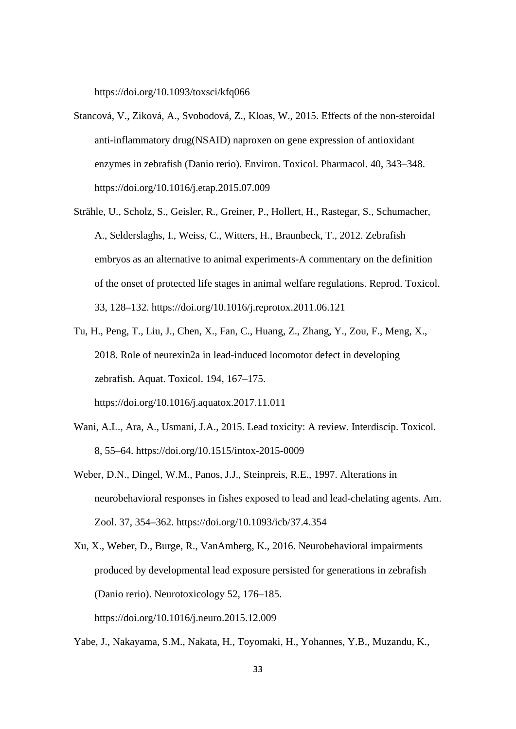https://doi.org/10.1093/toxsci/kfq066

Stancová, V., Ziková, A., Svobodová, Z., Kloas, W., 2015. Effects of the non-steroidal anti-inflammatory drug(NSAID) naproxen on gene expression of antioxidant enzymes in zebrafish (Danio rerio). Environ. Toxicol. Pharmacol. 40, 343–348. https://doi.org/10.1016/j.etap.2015.07.009

Strähle, U., Scholz, S., Geisler, R., Greiner, P., Hollert, H., Rastegar, S., Schumacher, A., Selderslaghs, I., Weiss, C., Witters, H., Braunbeck, T., 2012. Zebrafish embryos as an alternative to animal experiments-A commentary on the definition of the onset of protected life stages in animal welfare regulations. Reprod. Toxicol. 33, 128–132. https://doi.org/10.1016/j.reprotox.2011.06.121

Tu, H., Peng, T., Liu, J., Chen, X., Fan, C., Huang, Z., Zhang, Y., Zou, F., Meng, X., 2018. Role of neurexin2a in lead-induced locomotor defect in developing zebrafish. Aquat. Toxicol. 194, 167–175. https://doi.org/10.1016/j.aquatox.2017.11.011

Wani, A.L., Ara, A., Usmani, J.A., 2015. Lead toxicity: A review. Interdiscip. Toxicol. 8, 55–64. https://doi.org/10.1515/intox-2015-0009

Weber, D.N., Dingel, W.M., Panos, J.J., Steinpreis, R.E., 1997. Alterations in neurobehavioral responses in fishes exposed to lead and lead-chelating agents. Am. Zool. 37, 354–362. https://doi.org/10.1093/icb/37.4.354

Xu, X., Weber, D., Burge, R., VanAmberg, K., 2016. Neurobehavioral impairments produced by developmental lead exposure persisted for generations in zebrafish (Danio rerio). Neurotoxicology 52, 176–185. https://doi.org/10.1016/j.neuro.2015.12.009

Yabe, J., Nakayama, S.M., Nakata, H., Toyomaki, H., Yohannes, Y.B., Muzandu, K.,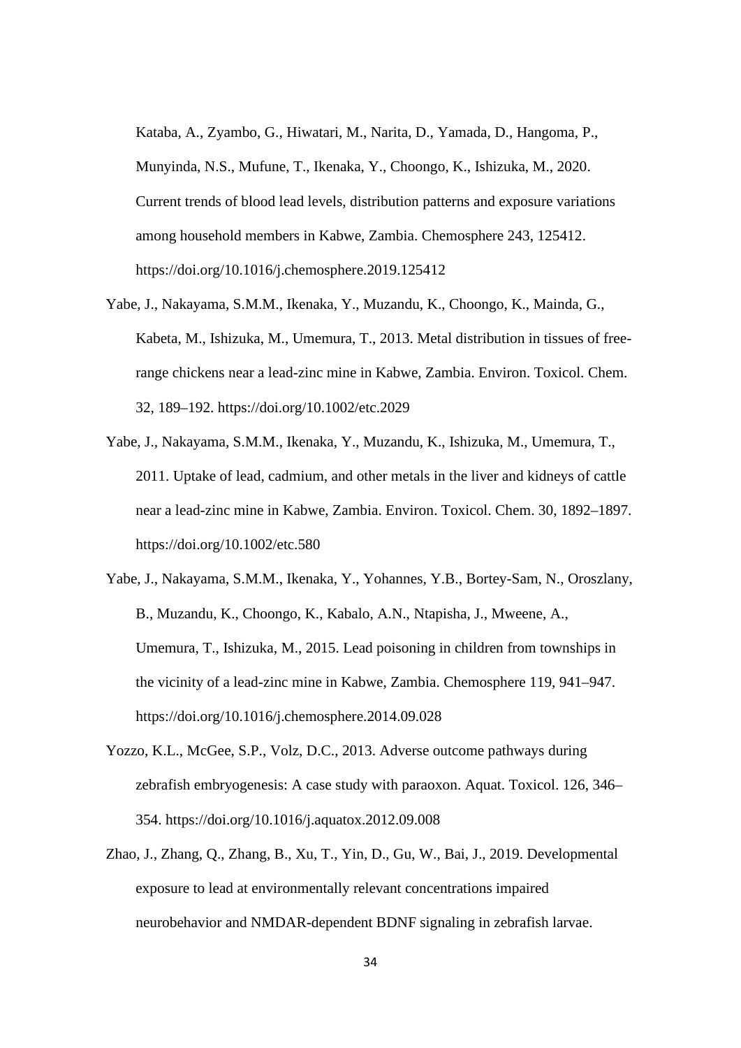Kataba, A., Zyambo, G., Hiwatari, M., Narita, D., Yamada, D., Hangoma, P., Munyinda, N.S., Mufune, T., Ikenaka, Y., Choongo, K., Ishizuka, M., 2020. Current trends of blood lead levels, distribution patterns and exposure variations among household members in Kabwe, Zambia. Chemosphere 243, 125412. https://doi.org/10.1016/j.chemosphere.2019.125412

Yabe, J., Nakayama, S.M.M., Ikenaka, Y., Muzandu, K., Choongo, K., Mainda, G., Kabeta, M., Ishizuka, M., Umemura, T., 2013. Metal distribution in tissues of free-range chickens near a lead-zinc mine in Kabwe, Zambia. Environ. Toxicol. Chem. 32, 189–192. https://doi.org/10.1002/etc.2029

Yabe, J., Nakayama, S.M.M., Ikenaka, Y., Muzandu, K., Ishizuka, M., Umemura, T., 2011. Uptake of lead, cadmium, and other metals in the liver and kidneys of cattle near a lead-zinc mine in Kabwe, Zambia. Environ. Toxicol. Chem. 30, 1892–1897. https://doi.org/10.1002/etc.580

Yabe, J., Nakayama, S.M.M., Ikenaka, Y., Yohannes, Y.B., Bortey-Sam, N., Oroszlany, B., Muzandu, K., Choongo, K., Kabalo, A.N., Ntapisha, J., Mweene, A., Umemura, T., Ishizuka, M., 2015. Lead poisoning in children from townships in the vicinity of a lead-zinc mine in Kabwe, Zambia. Chemosphere 119, 941–947. https://doi.org/10.1016/j.chemosphere.2014.09.028

Yozzo, K.L., McGee, S.P., Volz, D.C., 2013. Adverse outcome pathways during zebrafish embryogenesis: A case study with paraoxon. Aquat. Toxicol. 126, 346–354. https://doi.org/10.1016/j.aquatox.2012.09.008

Zhao, J., Zhang, Q., Zhang, B., Xu, T., Yin, D., Gu, W., Bai, J., 2019. Developmental exposure to lead at environmentally relevant concentrations impaired neurobehavior and NMDAR-dependent BDNF signaling in zebrafish larvae.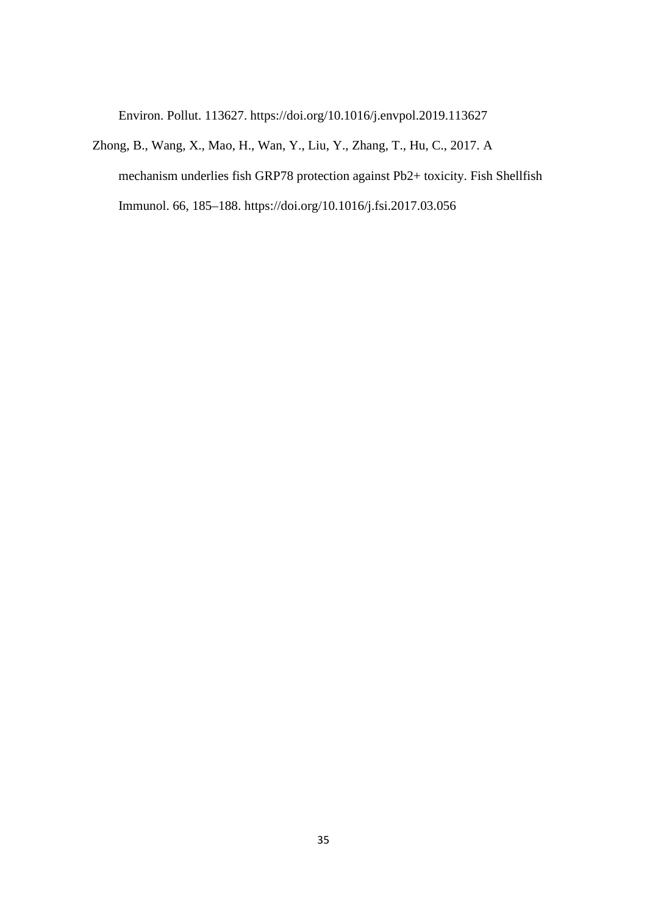Environ. Pollut. 113627. https://doi.org/10.1016/j.envpol.2019.113627

Zhong, B., Wang, X., Mao, H., Wan, Y., Liu, Y., Zhang, T., Hu, C., 2017. A mechanism underlies fish GRP78 protection against $Pb^{2+}$ toxicity. Fish Shellfish Immunol. 66, 185–188. https://doi.org/10.1016/j.fsi.2017.03.056